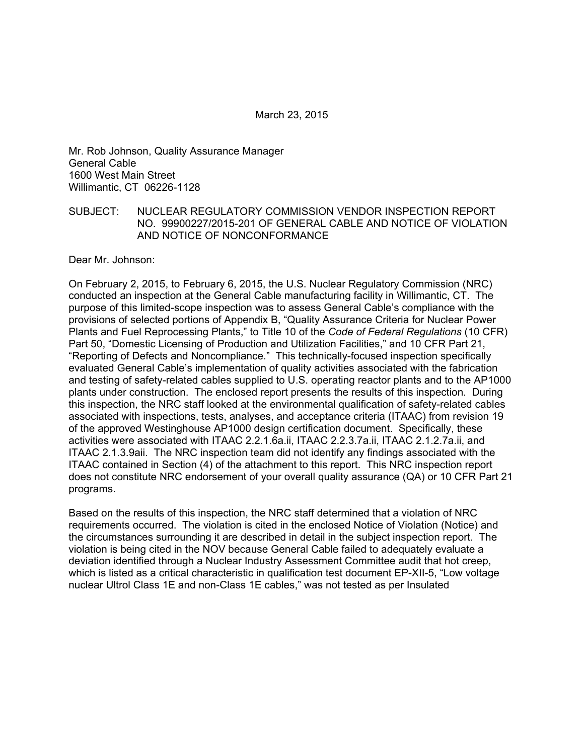March 23, 2015

Mr. Rob Johnson, Quality Assurance Manager  
General Cable  
1600 West Main Street  
Willimantic, CT 06226-1128

SUBJECT: NUCLEAR REGULATORY COMMISSION VENDOR INSPECTION REPORT NO. 99900227/2015-201 OF GENERAL CABLE AND NOTICE OF VIOLATION AND NOTICE OF NONCONFORMANCE

Dear Mr. Johnson:

On February 2, 2015, to February 6, 2015, the U.S. Nuclear Regulatory Commission (NRC) conducted an inspection at the General Cable manufacturing facility in Willimantic, CT. The purpose of this limited-scope inspection was to assess General Cable's compliance with the provisions of selected portions of Appendix B, "Quality Assurance Criteria for Nuclear Power Plants and Fuel Reprocessing Plants," to Title 10 of the *Code of Federal Regulations* (10 CFR) Part 50, "Domestic Licensing of Production and Utilization Facilities," and 10 CFR Part 21, "Reporting of Defects and Noncompliance." This technically-focused inspection specifically evaluated General Cable's implementation of quality activities associated with the fabrication and testing of safety-related cables supplied to U.S. operating reactor plants and to the AP1000 plants under construction. The enclosed report presents the results of this inspection. During this inspection, the NRC staff looked at the environmental qualification of safety-related cables associated with inspections, tests, analyses, and acceptance criteria (ITAAC) from revision 19 of the approved Westinghouse AP1000 design certification document. Specifically, these activities were associated with ITAAC 2.2.1.6a.ii, ITAAC 2.2.3.7a.ii, ITAAC 2.1.2.7a.ii, and ITAAC 2.1.3.9aii. The NRC inspection team did not identify any findings associated with the ITAAC contained in Section (4) of the attachment to this report. This NRC inspection report does not constitute NRC endorsement of your overall quality assurance (QA) or 10 CFR Part 21 programs.

Based on the results of this inspection, the NRC staff determined that a violation of NRC requirements occurred. The violation is cited in the enclosed Notice of Violation (Notice) and the circumstances surrounding it are described in detail in the subject inspection report. The violation is being cited in the NOV because General Cable failed to adequately evaluate a deviation identified through a Nuclear Industry Assessment Committee audit that hot creep, which is listed as a critical characteristic in qualification test document EP-XII-5, "Low voltage nuclear Ultrol Class 1E and non-Class 1E cables," was not tested as per Insulated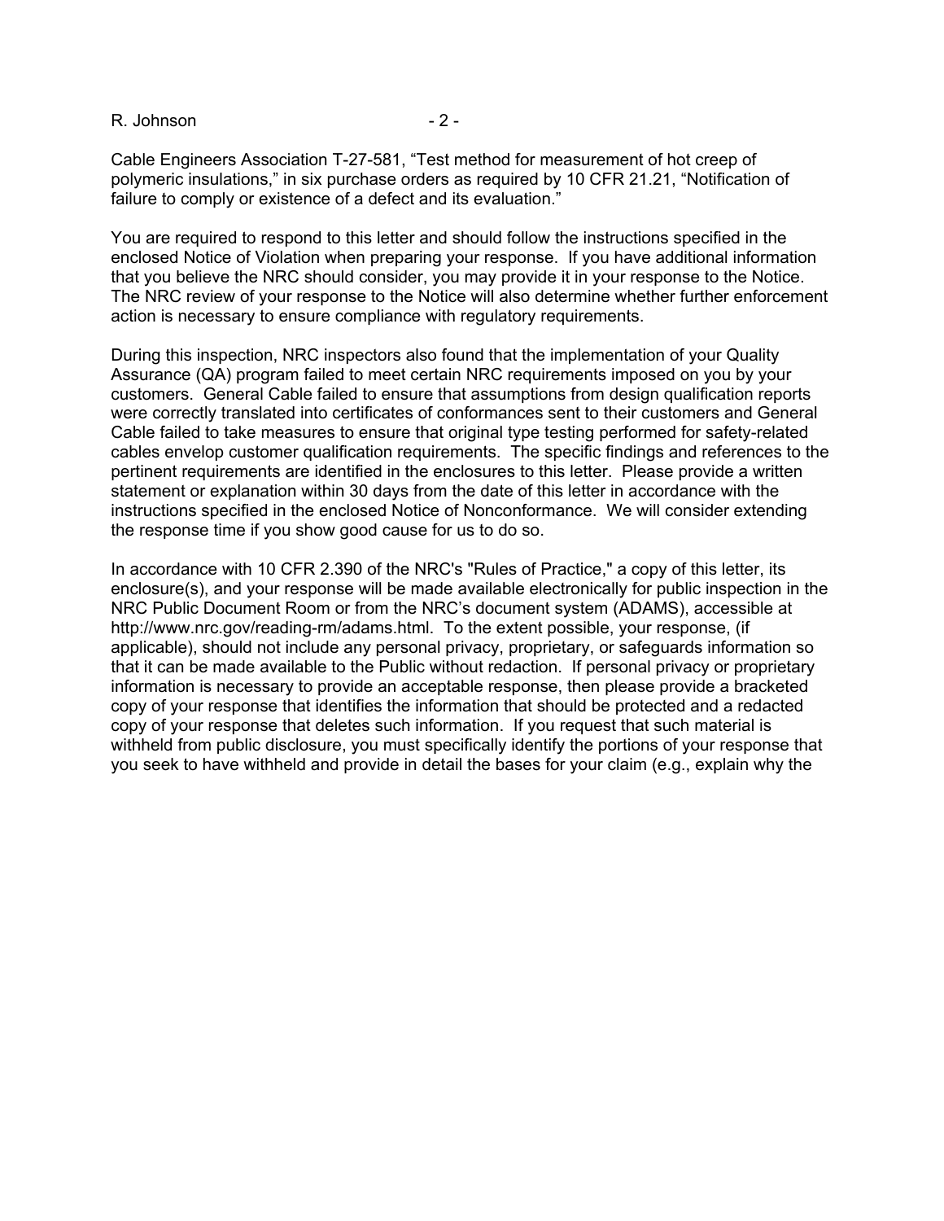Cable Engineers Association T-27-581, "Test method for measurement of hot creep of polymeric insulations," in six purchase orders as required by 10 CFR 21.21, "Notification of failure to comply or existence of a defect and its evaluation."

You are required to respond to this letter and should follow the instructions specified in the enclosed Notice of Violation when preparing your response. If you have additional information that you believe the NRC should consider, you may provide it in your response to the Notice. The NRC review of your response to the Notice will also determine whether further enforcement action is necessary to ensure compliance with regulatory requirements.

During this inspection, NRC inspectors also found that the implementation of your Quality Assurance (QA) program failed to meet certain NRC requirements imposed on you by your customers. General Cable failed to ensure that assumptions from design qualification reports were correctly translated into certificates of conformances sent to their customers and General Cable failed to take measures to ensure that original type testing performed for safety-related cables envelop customer qualification requirements. The specific findings and references to the pertinent requirements are identified in the enclosures to this letter. Please provide a written statement or explanation within 30 days from the date of this letter in accordance with the instructions specified in the enclosed Notice of Nonconformance. We will consider extending the response time if you show good cause for us to do so.

In accordance with 10 CFR 2.390 of the NRC's "Rules of Practice," a copy of this letter, its enclosure(s), and your response will be made available electronically for public inspection in the NRC Public Document Room or from the NRC's document system (ADAMS), accessible at http://www.nrc.gov/reading-rm/adams.html. To the extent possible, your response, (if applicable), should not include any personal privacy, proprietary, or safeguards information so that it can be made available to the Public without redaction. If personal privacy or proprietary information is necessary to provide an acceptable response, then please provide a bracketed copy of your response that identifies the information that should be protected and a redacted copy of your response that deletes such information. If you request that such material is withheld from public disclosure, you must specifically identify the portions of your response that you seek to have withheld and provide in detail the bases for your claim (e.g., explain why the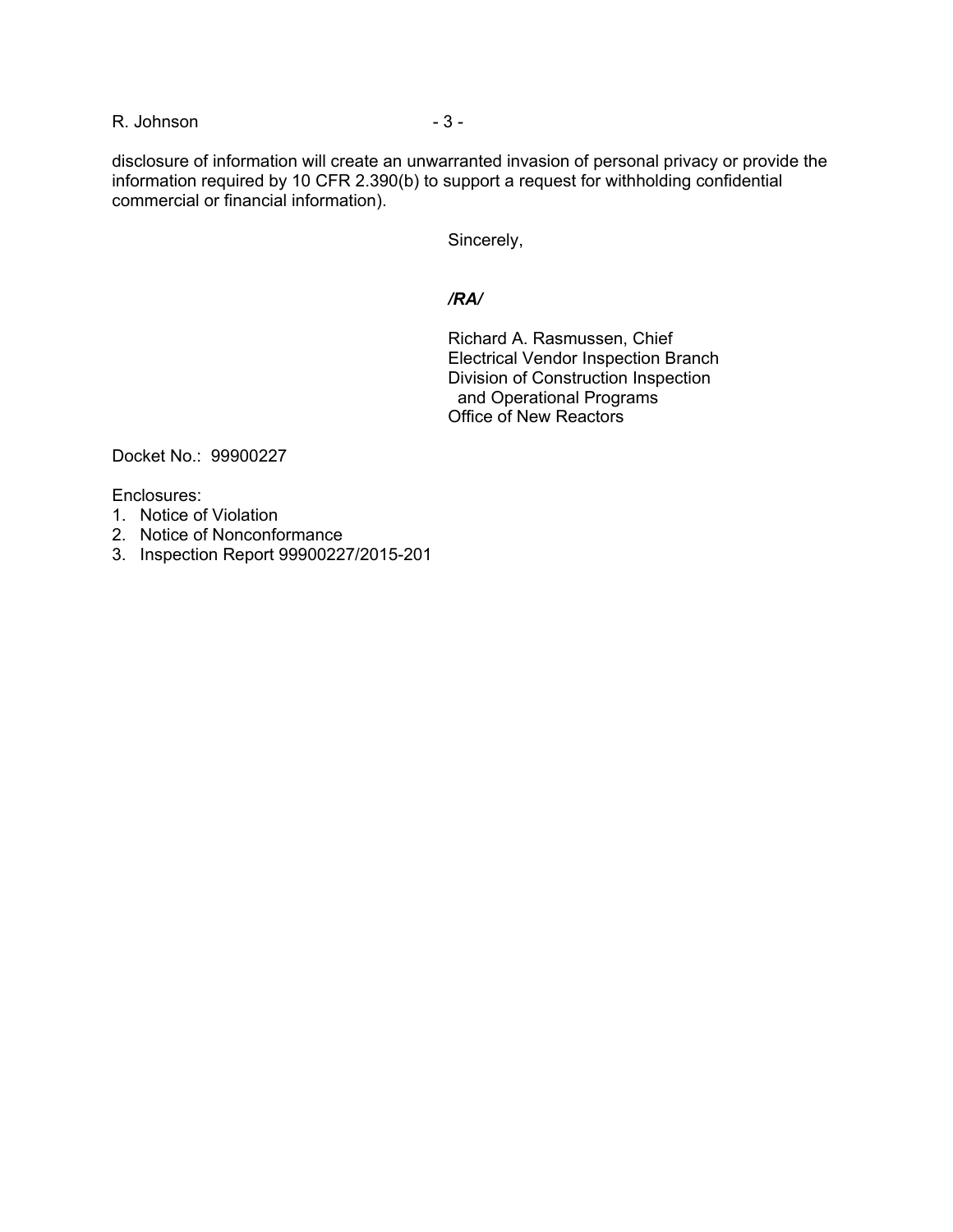disclosure of information will create an unwarranted invasion of personal privacy or provide the information required by 10 CFR 2.390(b) to support a request for withholding confidential commercial or financial information).

Sincerely,

*/RA/*

Richard A. Rasmussen, Chief
Electrical Vendor Inspection Branch
Division of Construction Inspection
and Operational Programs
Office of New Reactors

Docket No.: 99900227

Enclosures:

1. Notice of Violation
2. Notice of Nonconformance
3. Inspection Report 99900227/2015-201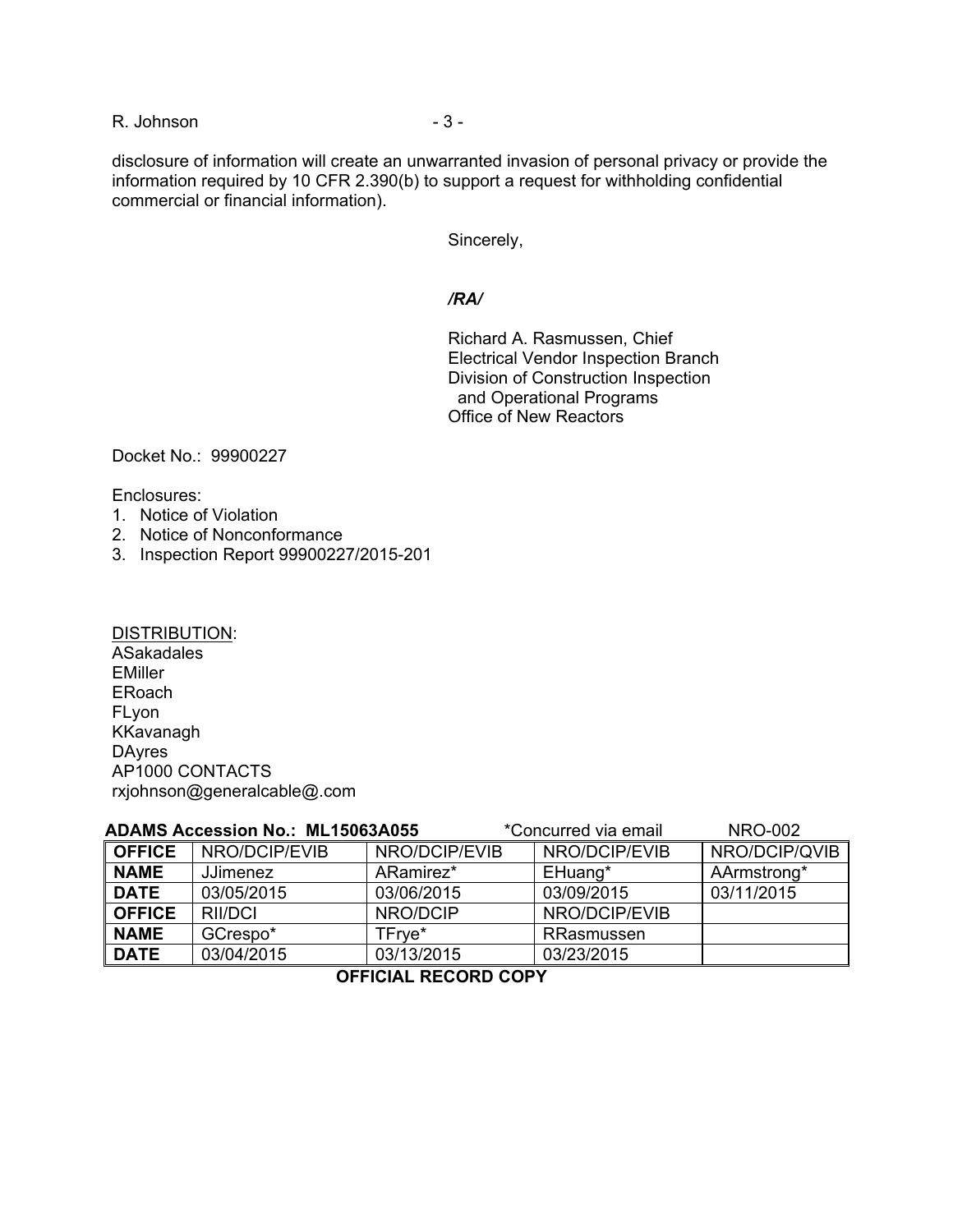disclosure of information will create an unwarranted invasion of personal privacy or provide the information required by 10 CFR 2.390(b) to support a request for withholding confidential commercial or financial information).

Sincerely,

*/RA/*

Richard A. Rasmussen, Chief
Electrical Vendor Inspection Branch
Division of Construction Inspection
and Operational Programs
Office of New Reactors

Docket No.: 99900227

Enclosures:
1. Notice of Violation
2. Notice of Nonconformance
3. Inspection Report 99900227/2015-201

DISTRIBUTION:
ASakadales
EMiller
ERoach
FLyon
KKavanagh
DAyres
AP1000 CONTACTS
rxjohnson@generalcable@.com

**ADAMS Accession No.: ML15063A055** *Concurred via email NRO-002

| **OFFICE** | NRO/DCIP/EVIB | NRO/DCIP/EVIB | NRO/DCIP/EVIB | NRO/DCIP/QVIB |
|---|---|---|---|---|
| **NAME** | JJimenez | ARamirez* | EHuang* | AArmstrong* |
| **DATE** | 03/05/2015 | 03/06/2015 | 03/09/2015 | 03/11/2015 |
| **OFFICE** | RII/DCI | NRO/DCIP | NRO/DCIP/EVIB | |
| **NAME** | GCrespo* | TFrye* | RRasmussen | |
| **DATE** | 03/04/2015 | 03/13/2015 | 03/23/2015 | |

**OFFICIAL RECORD COPY**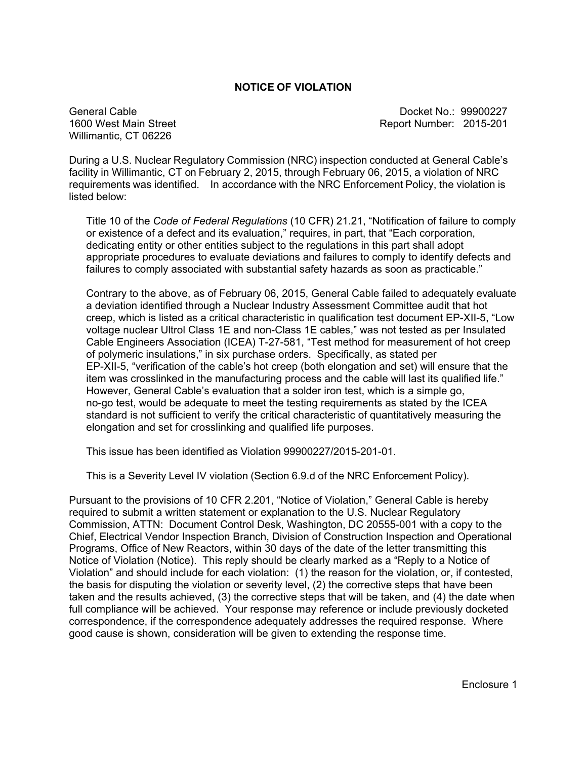## NOTICE OF VIOLATION

General Cable
1600 West Main Street
Willimantic, CT 06226

Docket No.: 99900227
Report Number: 2015-201

During a U.S. Nuclear Regulatory Commission (NRC) inspection conducted at General Cable's facility in Willimantic, CT on February 2, 2015, through February 06, 2015, a violation of NRC requirements was identified. In accordance with the NRC Enforcement Policy, the violation is listed below:

> Title 10 of the *Code of Federal Regulations* (10 CFR) 21.21, "Notification of failure to comply or existence of a defect and its evaluation," requires, in part, that "Each corporation, dedicating entity or other entities subject to the regulations in this part shall adopt appropriate procedures to evaluate deviations and failures to comply to identify defects and failures to comply associated with substantial safety hazards as soon as practicable."
>
> Contrary to the above, as of February 06, 2015, General Cable failed to adequately evaluate a deviation identified through a Nuclear Industry Assessment Committee audit that hot creep, which is listed as a critical characteristic in qualification test document EP-XII-5, "Low voltage nuclear Ultrol Class 1E and non-Class 1E cables," was not tested as per Insulated Cable Engineers Association (ICEA) T-27-581, "Test method for measurement of hot creep of polymeric insulations," in six purchase orders. Specifically, as stated per EP-XII-5, "verification of the cable's hot creep (both elongation and set) will ensure that the item was crosslinked in the manufacturing process and the cable will last its qualified life." However, General Cable's evaluation that a solder iron test, which is a simple go, no-go test, would be adequate to meet the testing requirements as stated by the ICEA standard is not sufficient to verify the critical characteristic of quantitatively measuring the elongation and set for crosslinking and qualified life purposes.
>
> This issue has been identified as Violation 99900227/2015-201-01.
>
> This is a Severity Level IV violation (Section 6.9.d of the NRC Enforcement Policy).

Pursuant to the provisions of 10 CFR 2.201, "Notice of Violation," General Cable is hereby required to submit a written statement or explanation to the U.S. Nuclear Regulatory Commission, ATTN: Document Control Desk, Washington, DC 20555-001 with a copy to the Chief, Electrical Vendor Inspection Branch, Division of Construction Inspection and Operational Programs, Office of New Reactors, within 30 days of the date of the letter transmitting this Notice of Violation (Notice). This reply should be clearly marked as a "Reply to a Notice of Violation" and should include for each violation: (1) the reason for the violation, or, if contested, the basis for disputing the violation or severity level, (2) the corrective steps that have been taken and the results achieved, (3) the corrective steps that will be taken, and (4) the date when full compliance will be achieved. Your response may reference or include previously docketed correspondence, if the correspondence adequately addresses the required response. Where good cause is shown, consideration will be given to extending the response time.

Enclosure 1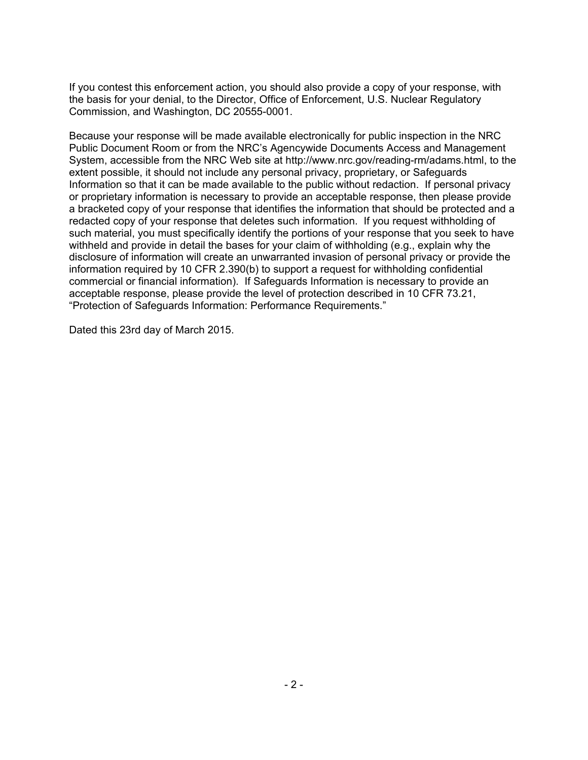If you contest this enforcement action, you should also provide a copy of your response, with the basis for your denial, to the Director, Office of Enforcement, U.S. Nuclear Regulatory Commission, and Washington, DC 20555-0001.

Because your response will be made available electronically for public inspection in the NRC Public Document Room or from the NRC's Agencywide Documents Access and Management System, accessible from the NRC Web site at http://www.nrc.gov/reading-rm/adams.html, to the extent possible, it should not include any personal privacy, proprietary, or Safeguards Information so that it can be made available to the public without redaction. If personal privacy or proprietary information is necessary to provide an acceptable response, then please provide a bracketed copy of your response that identifies the information that should be protected and a redacted copy of your response that deletes such information. If you request withholding of such material, you must specifically identify the portions of your response that you seek to have withheld and provide in detail the bases for your claim of withholding (e.g., explain why the disclosure of information will create an unwarranted invasion of personal privacy or provide the information required by 10 CFR 2.390(b) to support a request for withholding confidential commercial or financial information). If Safeguards Information is necessary to provide an acceptable response, please provide the level of protection described in 10 CFR 73.21, "Protection of Safeguards Information: Performance Requirements."

Dated this 23rd day of March 2015.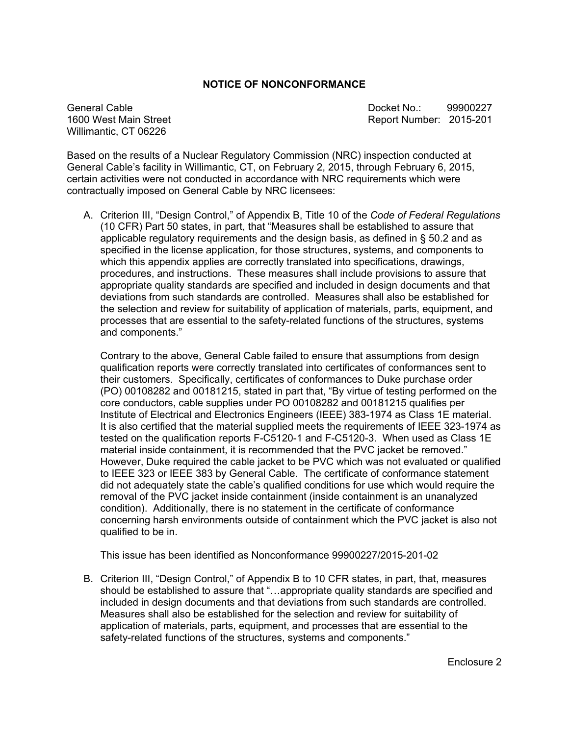# NOTICE OF NONCONFORMANCE

General Cable
1600 West Main Street
Willimantic, CT 06226

Docket No.: 99900227
Report Number: 2015-201

Based on the results of a Nuclear Regulatory Commission (NRC) inspection conducted at General Cable's facility in Willimantic, CT, on February 2, 2015, through February 6, 2015, certain activities were not conducted in accordance with NRC requirements which were contractually imposed on General Cable by NRC licensees:

A. Criterion III, "Design Control," of Appendix B, Title 10 of the *Code of Federal Regulations* (10 CFR) Part 50 states, in part, that "Measures shall be established to assure that applicable regulatory requirements and the design basis, as defined in § 50.2 and as specified in the license application, for those structures, systems, and components to which this appendix applies are correctly translated into specifications, drawings, procedures, and instructions. These measures shall include provisions to assure that appropriate quality standards are specified and included in design documents and that deviations from such standards are controlled. Measures shall also be established for the selection and review for suitability of application of materials, parts, equipment, and processes that are essential to the safety-related functions of the structures, systems and components."

   Contrary to the above, General Cable failed to ensure that assumptions from design qualification reports were correctly translated into certificates of conformances sent to their customers. Specifically, certificates of conformances to Duke purchase order (PO) 00108282 and 00181215, stated in part that, "By virtue of testing performed on the core conductors, cable supplies under PO 00108282 and 00181215 qualifies per Institute of Electrical and Electronics Engineers (IEEE) 383-1974 as Class 1E material. It is also certified that the material supplied meets the requirements of IEEE 323-1974 as tested on the qualification reports F-C5120-1 and F-C5120-3. When used as Class 1E material inside containment, it is recommended that the PVC jacket be removed." However, Duke required the cable jacket to be PVC which was not evaluated or qualified to IEEE 323 or IEEE 383 by General Cable. The certificate of conformance statement did not adequately state the cable's qualified conditions for use which would require the removal of the PVC jacket inside containment (inside containment is an unanalyzed condition). Additionally, there is no statement in the certificate of conformance concerning harsh environments outside of containment which the PVC jacket is also not qualified to be in.

   This issue has been identified as Nonconformance 99900227/2015-201-02

B. Criterion III, "Design Control," of Appendix B to 10 CFR states, in part, that, measures should be established to assure that "…appropriate quality standards are specified and included in design documents and that deviations from such standards are controlled. Measures shall also be established for the selection and review for suitability of application of materials, parts, equipment, and processes that are essential to the safety-related functions of the structures, systems and components."

Enclosure 2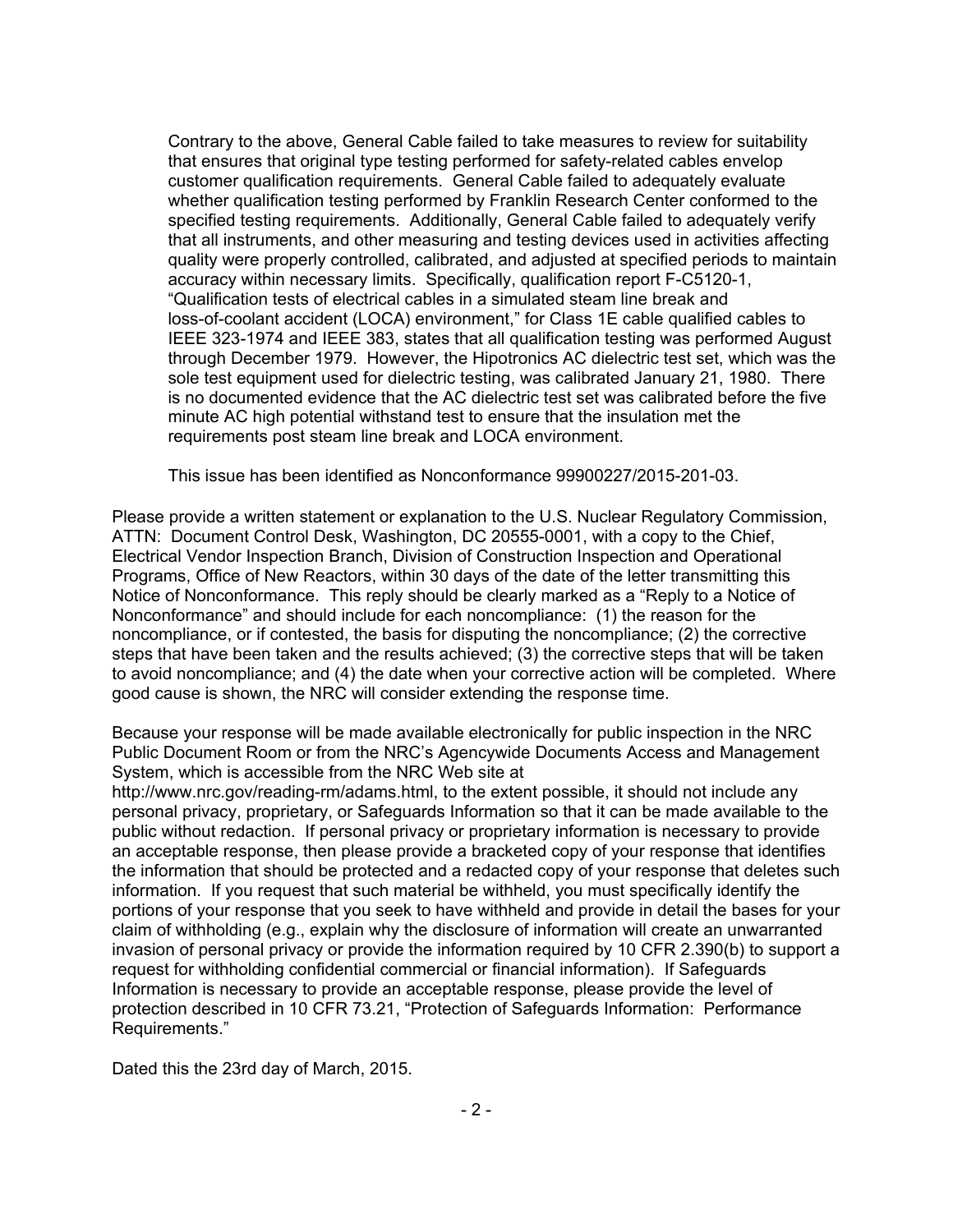Contrary to the above, General Cable failed to take measures to review for suitability that ensures that original type testing performed for safety-related cables envelop customer qualification requirements. General Cable failed to adequately evaluate whether qualification testing performed by Franklin Research Center conformed to the specified testing requirements. Additionally, General Cable failed to adequately verify that all instruments, and other measuring and testing devices used in activities affecting quality were properly controlled, calibrated, and adjusted at specified periods to maintain accuracy within necessary limits. Specifically, qualification report F-C5120-1, "Qualification tests of electrical cables in a simulated steam line break and loss-of-coolant accident (LOCA) environment," for Class 1E cable qualified cables to IEEE 323-1974 and IEEE 383, states that all qualification testing was performed August through December 1979. However, the Hipotronics AC dielectric test set, which was the sole test equipment used for dielectric testing, was calibrated January 21, 1980. There is no documented evidence that the AC dielectric test set was calibrated before the five minute AC high potential withstand test to ensure that the insulation met the requirements post steam line break and LOCA environment.

This issue has been identified as Nonconformance 99900227/2015-201-03.

Please provide a written statement or explanation to the U.S. Nuclear Regulatory Commission, ATTN: Document Control Desk, Washington, DC 20555-0001, with a copy to the Chief, Electrical Vendor Inspection Branch, Division of Construction Inspection and Operational Programs, Office of New Reactors, within 30 days of the date of the letter transmitting this Notice of Nonconformance. This reply should be clearly marked as a "Reply to a Notice of Nonconformance" and should include for each noncompliance: (1) the reason for the noncompliance, or if contested, the basis for disputing the noncompliance; (2) the corrective steps that have been taken and the results achieved; (3) the corrective steps that will be taken to avoid noncompliance; and (4) the date when your corrective action will be completed. Where good cause is shown, the NRC will consider extending the response time.

Because your response will be made available electronically for public inspection in the NRC Public Document Room or from the NRC's Agencywide Documents Access and Management System, which is accessible from the NRC Web site at http://www.nrc.gov/reading-rm/adams.html, to the extent possible, it should not include any personal privacy, proprietary, or Safeguards Information so that it can be made available to the public without redaction. If personal privacy or proprietary information is necessary to provide an acceptable response, then please provide a bracketed copy of your response that identifies the information that should be protected and a redacted copy of your response that deletes such information. If you request that such material be withheld, you must specifically identify the portions of your response that you seek to have withheld and provide in detail the bases for your claim of withholding (e.g., explain why the disclosure of information will create an unwarranted invasion of personal privacy or provide the information required by 10 CFR 2.390(b) to support a request for withholding confidential commercial or financial information). If Safeguards Information is necessary to provide an acceptable response, please provide the level of protection described in 10 CFR 73.21, "Protection of Safeguards Information: Performance Requirements."

Dated this the 23rd day of March, 2015.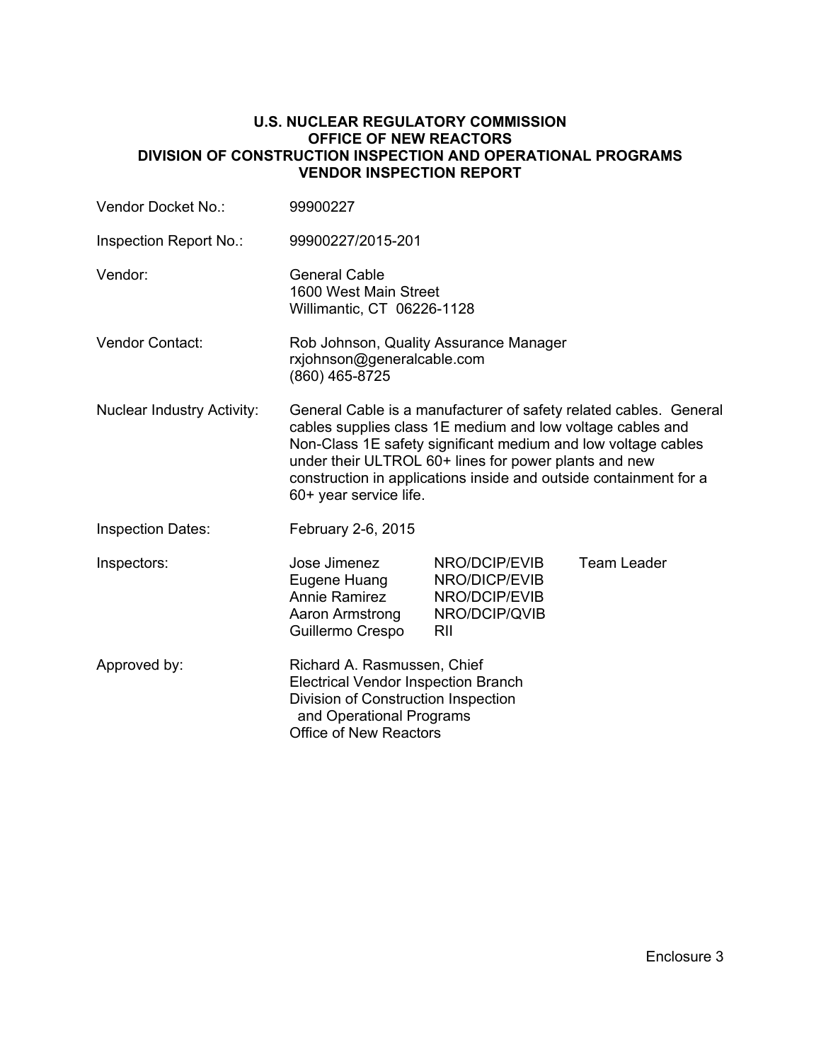**U.S. NUCLEAR REGULATORY COMMISSION**
**OFFICE OF NEW REACTORS**
**DIVISION OF CONSTRUCTION INSPECTION AND OPERATIONAL PROGRAMS**
**VENDOR INSPECTION REPORT**

| | |
|---|---|
| Vendor Docket No.: | 99900227 |
| Inspection Report No.: | 99900227/2015-201 |
| Vendor: | General Cable<br>1600 West Main Street<br>Willimantic, CT 06226-1128 |
| Vendor Contact: | Rob Johnson, Quality Assurance Manager<br>rxjohnson@generalcable.com<br>(860) 465-8725 |
| Nuclear Industry Activity: | General Cable is a manufacturer of safety related cables. General cables supplies class 1E medium and low voltage cables and Non-Class 1E safety significant medium and low voltage cables under their ULTROL 60+ lines for power plants and new construction in applications inside and outside containment for a 60+ year service life. |
| Inspection Dates: | February 2-6, 2015 |

Inspectors:

| | | |
|---|---|---|
| Jose Jimenez | NRO/DCIP/EVIB | Team Leader |
| Eugene Huang | NRO/DICP/EVIB | |
| Annie Ramirez | NRO/DCIP/EVIB | |
| Aaron Armstrong | NRO/DCIP/QVIB | |
| Guillermo Crespo | RII | |

Approved by:

Richard A. Rasmussen, Chief
Electrical Vendor Inspection Branch
Division of Construction Inspection and Operational Programs
Office of New Reactors

Enclosure 3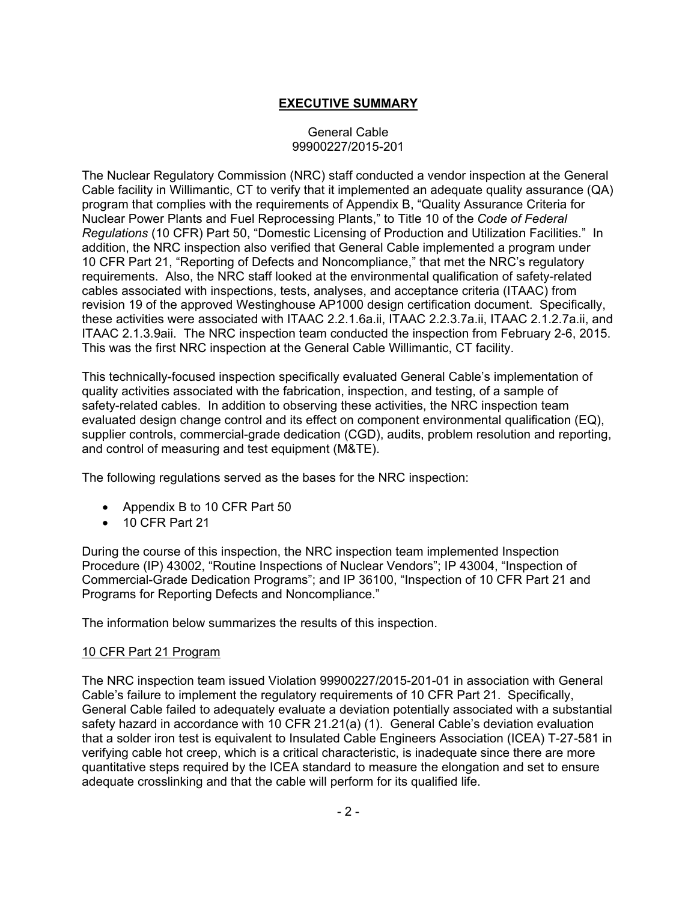## EXECUTIVE SUMMARY

General Cable
99900227/2015-201

The Nuclear Regulatory Commission (NRC) staff conducted a vendor inspection at the General Cable facility in Willimantic, CT to verify that it implemented an adequate quality assurance (QA) program that complies with the requirements of Appendix B, "Quality Assurance Criteria for Nuclear Power Plants and Fuel Reprocessing Plants," to Title 10 of the *Code of Federal Regulations* (10 CFR) Part 50, "Domestic Licensing of Production and Utilization Facilities." In addition, the NRC inspection also verified that General Cable implemented a program under 10 CFR Part 21, "Reporting of Defects and Noncompliance," that met the NRC's regulatory requirements. Also, the NRC staff looked at the environmental qualification of safety-related cables associated with inspections, tests, analyses, and acceptance criteria (ITAAC) from revision 19 of the approved Westinghouse AP1000 design certification document. Specifically, these activities were associated with ITAAC 2.2.1.6a.ii, ITAAC 2.2.3.7a.ii, ITAAC 2.1.2.7a.ii, and ITAAC 2.1.3.9aii. The NRC inspection team conducted the inspection from February 2-6, 2015. This was the first NRC inspection at the General Cable Willimantic, CT facility.

This technically-focused inspection specifically evaluated General Cable's implementation of quality activities associated with the fabrication, inspection, and testing, of a sample of safety-related cables. In addition to observing these activities, the NRC inspection team evaluated design change control and its effect on component environmental qualification (EQ), supplier controls, commercial-grade dedication (CGD), audits, problem resolution and reporting, and control of measuring and test equipment (M&TE).

The following regulations served as the bases for the NRC inspection:

- Appendix B to 10 CFR Part 50
- 10 CFR Part 21

During the course of this inspection, the NRC inspection team implemented Inspection Procedure (IP) 43002, "Routine Inspections of Nuclear Vendors"; IP 43004, "Inspection of Commercial-Grade Dedication Programs"; and IP 36100, "Inspection of 10 CFR Part 21 and Programs for Reporting Defects and Noncompliance."

The information below summarizes the results of this inspection.

### 10 CFR Part 21 Program

The NRC inspection team issued Violation 99900227/2015-201-01 in association with General Cable's failure to implement the regulatory requirements of 10 CFR Part 21. Specifically, General Cable failed to adequately evaluate a deviation potentially associated with a substantial safety hazard in accordance with 10 CFR 21.21(a) (1). General Cable's deviation evaluation that a solder iron test is equivalent to Insulated Cable Engineers Association (ICEA) T-27-581 in verifying cable hot creep, which is a critical characteristic, is inadequate since there are more quantitative steps required by the ICEA standard to measure the elongation and set to ensure adequate crosslinking and that the cable will perform for its qualified life.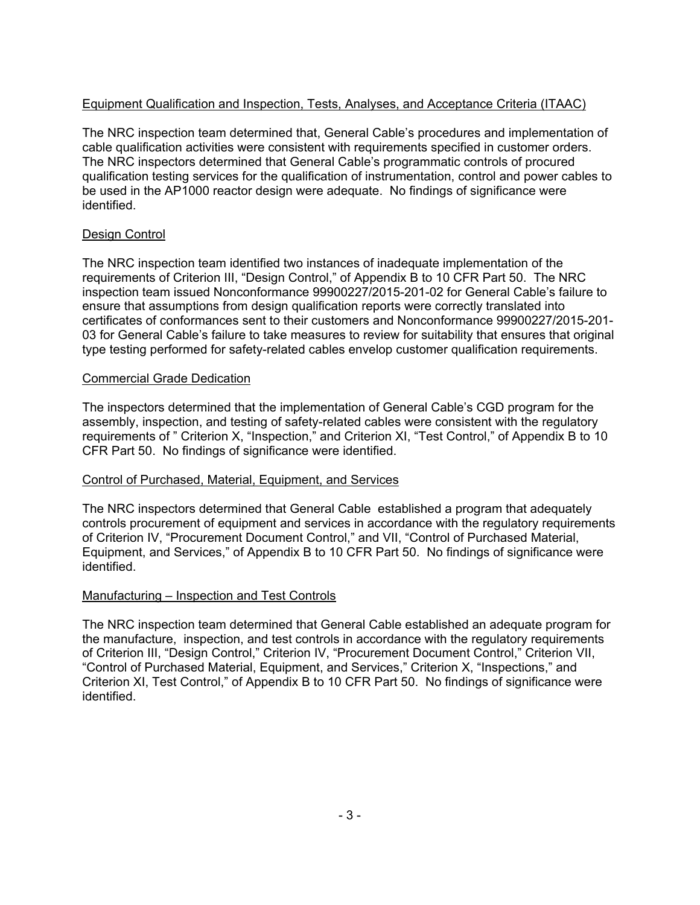Equipment Qualification and Inspection, Tests, Analyses, and Acceptance Criteria (ITAAC)

The NRC inspection team determined that, General Cable's procedures and implementation of cable qualification activities were consistent with requirements specified in customer orders. The NRC inspectors determined that General Cable's programmatic controls of procured qualification testing services for the qualification of instrumentation, control and power cables to be used in the AP1000 reactor design were adequate. No findings of significance were identified.

Design Control

The NRC inspection team identified two instances of inadequate implementation of the requirements of Criterion III, "Design Control," of Appendix B to 10 CFR Part 50. The NRC inspection team issued Nonconformance 99900227/2015-201-02 for General Cable's failure to ensure that assumptions from design qualification reports were correctly translated into certificates of conformances sent to their customers and Nonconformance 99900227/2015-201-03 for General Cable's failure to take measures to review for suitability that ensures that original type testing performed for safety-related cables envelop customer qualification requirements.

Commercial Grade Dedication

The inspectors determined that the implementation of General Cable's CGD program for the assembly, inspection, and testing of safety-related cables were consistent with the regulatory requirements of " Criterion X, "Inspection," and Criterion XI, "Test Control," of Appendix B to 10 CFR Part 50. No findings of significance were identified.

Control of Purchased, Material, Equipment, and Services

The NRC inspectors determined that General Cable established a program that adequately controls procurement of equipment and services in accordance with the regulatory requirements of Criterion IV, "Procurement Document Control," and VII, "Control of Purchased Material, Equipment, and Services," of Appendix B to 10 CFR Part 50. No findings of significance were identified.

Manufacturing – Inspection and Test Controls

The NRC inspection team determined that General Cable established an adequate program for the manufacture, inspection, and test controls in accordance with the regulatory requirements of Criterion III, "Design Control," Criterion IV, "Procurement Document Control," Criterion VII, "Control of Purchased Material, Equipment, and Services," Criterion X, "Inspections," and Criterion XI, Test Control," of Appendix B to 10 CFR Part 50. No findings of significance were identified.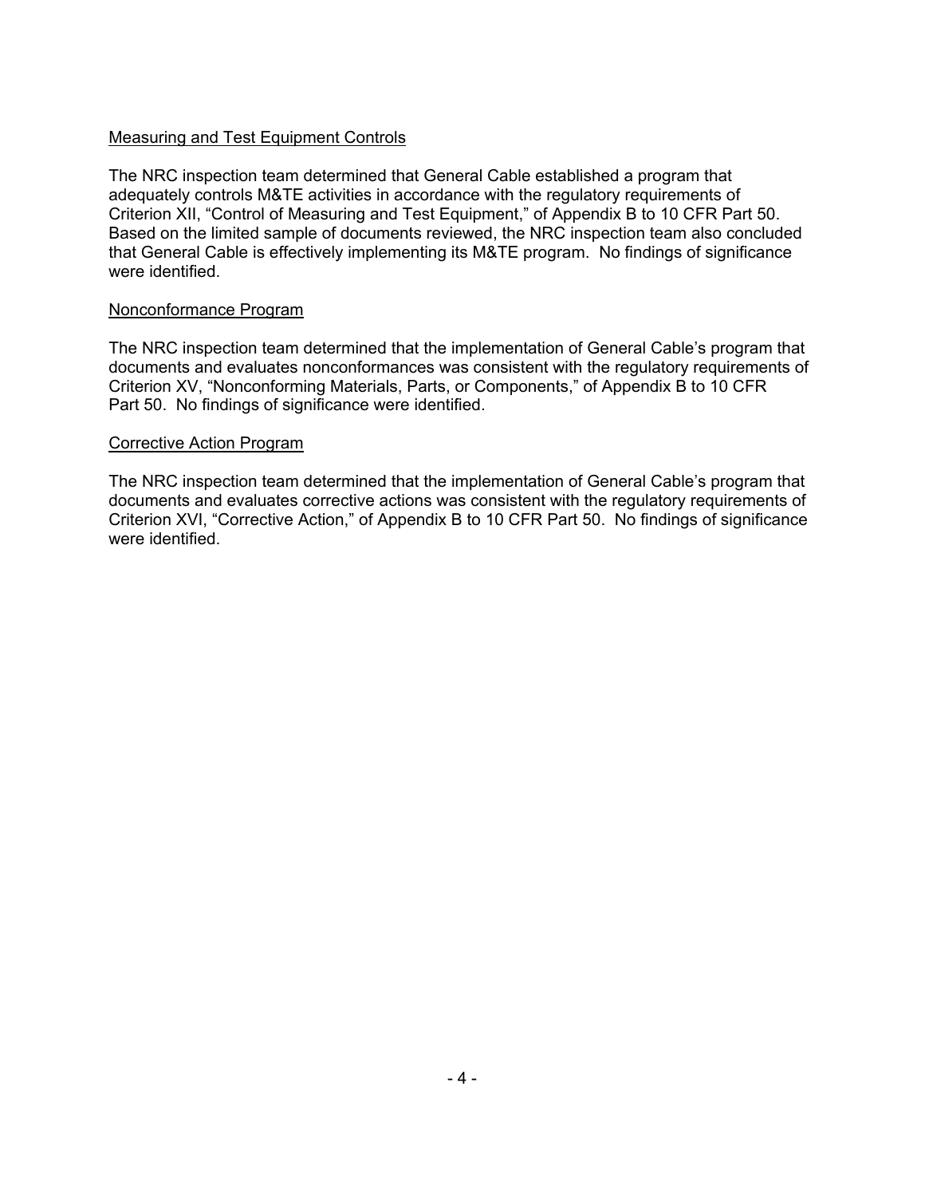Measuring and Test Equipment Controls

The NRC inspection team determined that General Cable established a program that adequately controls M&TE activities in accordance with the regulatory requirements of Criterion XII, "Control of Measuring and Test Equipment," of Appendix B to 10 CFR Part 50. Based on the limited sample of documents reviewed, the NRC inspection team also concluded that General Cable is effectively implementing its M&TE program. No findings of significance were identified.

Nonconformance Program

The NRC inspection team determined that the implementation of General Cable's program that documents and evaluates nonconformances was consistent with the regulatory requirements of Criterion XV, "Nonconforming Materials, Parts, or Components," of Appendix B to 10 CFR Part 50. No findings of significance were identified.

Corrective Action Program

The NRC inspection team determined that the implementation of General Cable's program that documents and evaluates corrective actions was consistent with the regulatory requirements of Criterion XVI, "Corrective Action," of Appendix B to 10 CFR Part 50. No findings of significance were identified.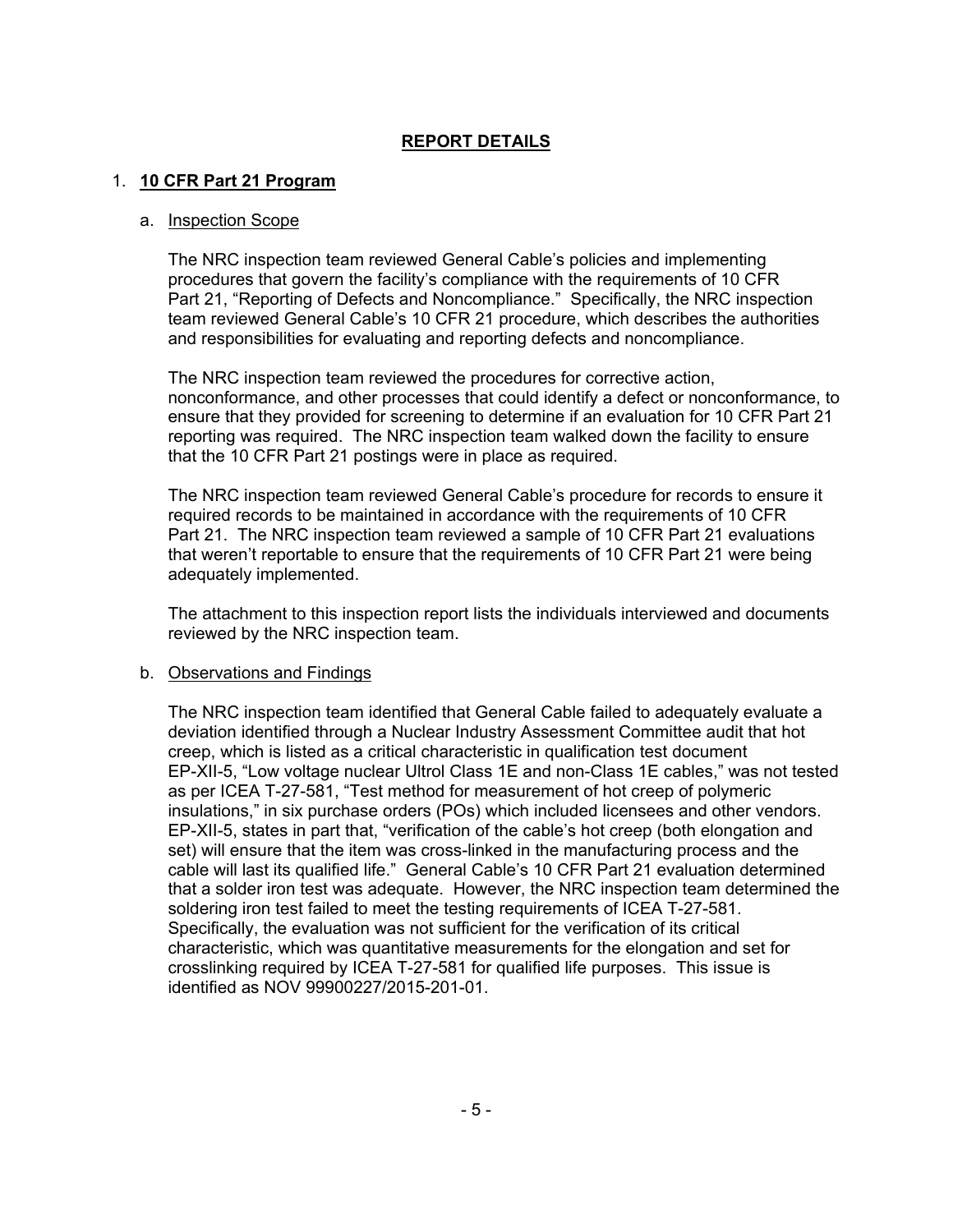# REPORT DETAILS

## 1. 10 CFR Part 21 Program

### a. Inspection Scope

The NRC inspection team reviewed General Cable's policies and implementing procedures that govern the facility's compliance with the requirements of 10 CFR Part 21, "Reporting of Defects and Noncompliance." Specifically, the NRC inspection team reviewed General Cable's 10 CFR 21 procedure, which describes the authorities and responsibilities for evaluating and reporting defects and noncompliance.

The NRC inspection team reviewed the procedures for corrective action, nonconformance, and other processes that could identify a defect or nonconformance, to ensure that they provided for screening to determine if an evaluation for 10 CFR Part 21 reporting was required. The NRC inspection team walked down the facility to ensure that the 10 CFR Part 21 postings were in place as required.

The NRC inspection team reviewed General Cable's procedure for records to ensure it required records to be maintained in accordance with the requirements of 10 CFR Part 21. The NRC inspection team reviewed a sample of 10 CFR Part 21 evaluations that weren't reportable to ensure that the requirements of 10 CFR Part 21 were being adequately implemented.

The attachment to this inspection report lists the individuals interviewed and documents reviewed by the NRC inspection team.

### b. Observations and Findings

The NRC inspection team identified that General Cable failed to adequately evaluate a deviation identified through a Nuclear Industry Assessment Committee audit that hot creep, which is listed as a critical characteristic in qualification test document EP-XII-5, "Low voltage nuclear Ultrol Class 1E and non-Class 1E cables," was not tested as per ICEA T-27-581, "Test method for measurement of hot creep of polymeric insulations," in six purchase orders (POs) which included licensees and other vendors. EP-XII-5, states in part that, "verification of the cable's hot creep (both elongation and set) will ensure that the item was cross-linked in the manufacturing process and the cable will last its qualified life." General Cable's 10 CFR Part 21 evaluation determined that a solder iron test was adequate. However, the NRC inspection team determined the soldering iron test failed to meet the testing requirements of ICEA T-27-581. Specifically, the evaluation was not sufficient for the verification of its critical characteristic, which was quantitative measurements for the elongation and set for crosslinking required by ICEA T-27-581 for qualified life purposes. This issue is identified as NOV 99900227/2015-201-01.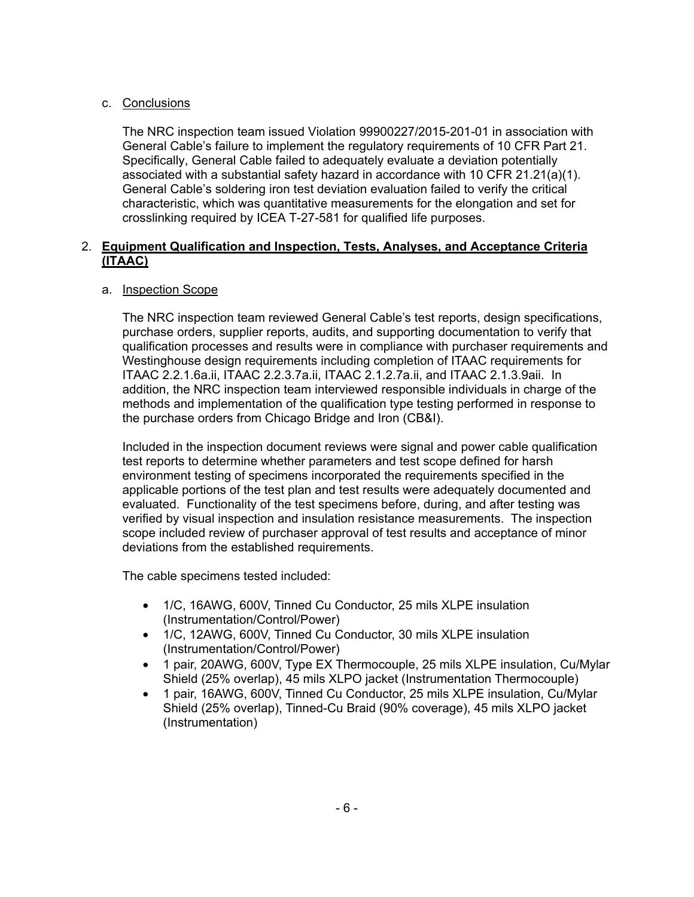c. Conclusions

The NRC inspection team issued Violation 99900227/2015-201-01 in association with General Cable's failure to implement the regulatory requirements of 10 CFR Part 21. Specifically, General Cable failed to adequately evaluate a deviation potentially associated with a substantial safety hazard in accordance with 10 CFR 21.21(a)(1). General Cable's soldering iron test deviation evaluation failed to verify the critical characteristic, which was quantitative measurements for the elongation and set for crosslinking required by ICEA T-27-581 for qualified life purposes.

## 2. Equipment Qualification and Inspection, Tests, Analyses, and Acceptance Criteria (ITAAC)

a. Inspection Scope

The NRC inspection team reviewed General Cable's test reports, design specifications, purchase orders, supplier reports, audits, and supporting documentation to verify that qualification processes and results were in compliance with purchaser requirements and Westinghouse design requirements including completion of ITAAC requirements for ITAAC 2.2.1.6a.ii, ITAAC 2.2.3.7a.ii, ITAAC 2.1.2.7a.ii, and ITAAC 2.1.3.9aii. In addition, the NRC inspection team interviewed responsible individuals in charge of the methods and implementation of the qualification type testing performed in response to the purchase orders from Chicago Bridge and Iron (CB&I).

Included in the inspection document reviews were signal and power cable qualification test reports to determine whether parameters and test scope defined for harsh environment testing of specimens incorporated the requirements specified in the applicable portions of the test plan and test results were adequately documented and evaluated. Functionality of the test specimens before, during, and after testing was verified by visual inspection and insulation resistance measurements. The inspection scope included review of purchaser approval of test results and acceptance of minor deviations from the established requirements.

The cable specimens tested included:

- 1/C, 16AWG, 600V, Tinned Cu Conductor, 25 mils XLPE insulation (Instrumentation/Control/Power)
- 1/C, 12AWG, 600V, Tinned Cu Conductor, 30 mils XLPE insulation (Instrumentation/Control/Power)
- 1 pair, 20AWG, 600V, Type EX Thermocouple, 25 mils XLPE insulation, Cu/Mylar Shield (25% overlap), 45 mils XLPO jacket (Instrumentation Thermocouple)
- 1 pair, 16AWG, 600V, Tinned Cu Conductor, 25 mils XLPE insulation, Cu/Mylar Shield (25% overlap), Tinned-Cu Braid (90% coverage), 45 mils XLPO jacket (Instrumentation)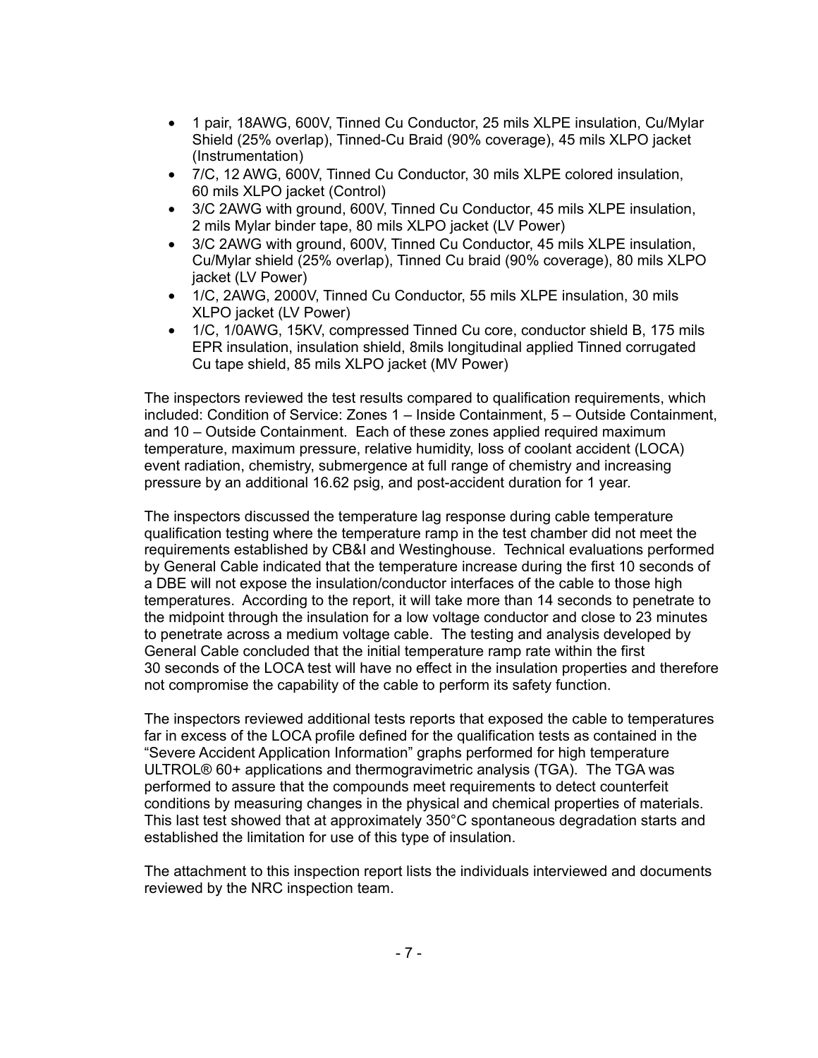- 1 pair, 18AWG, 600V, Tinned Cu Conductor, 25 mils XLPE insulation, Cu/Mylar Shield (25% overlap), Tinned-Cu Braid (90% coverage), 45 mils XLPO jacket (Instrumentation)
- 7/C, 12 AWG, 600V, Tinned Cu Conductor, 30 mils XLPE colored insulation, 60 mils XLPO jacket (Control)
- 3/C 2AWG with ground, 600V, Tinned Cu Conductor, 45 mils XLPE insulation, 2 mils Mylar binder tape, 80 mils XLPO jacket (LV Power)
- 3/C 2AWG with ground, 600V, Tinned Cu Conductor, 45 mils XLPE insulation, Cu/Mylar shield (25% overlap), Tinned Cu braid (90% coverage), 80 mils XLPO jacket (LV Power)
- 1/C, 2AWG, 2000V, Tinned Cu Conductor, 55 mils XLPE insulation, 30 mils XLPO jacket (LV Power)
- 1/C, 1/0AWG, 15KV, compressed Tinned Cu core, conductor shield B, 175 mils EPR insulation, insulation shield, 8mils longitudinal applied Tinned corrugated Cu tape shield, 85 mils XLPO jacket (MV Power)

The inspectors reviewed the test results compared to qualification requirements, which included: Condition of Service: Zones 1 – Inside Containment, 5 – Outside Containment, and 10 – Outside Containment. Each of these zones applied required maximum temperature, maximum pressure, relative humidity, loss of coolant accident (LOCA) event radiation, chemistry, submergence at full range of chemistry and increasing pressure by an additional 16.62 psig, and post-accident duration for 1 year.

The inspectors discussed the temperature lag response during cable temperature qualification testing where the temperature ramp in the test chamber did not meet the requirements established by CB&I and Westinghouse. Technical evaluations performed by General Cable indicated that the temperature increase during the first 10 seconds of a DBE will not expose the insulation/conductor interfaces of the cable to those high temperatures. According to the report, it will take more than 14 seconds to penetrate to the midpoint through the insulation for a low voltage conductor and close to 23 minutes to penetrate across a medium voltage cable. The testing and analysis developed by General Cable concluded that the initial temperature ramp rate within the first 30 seconds of the LOCA test will have no effect in the insulation properties and therefore not compromise the capability of the cable to perform its safety function.

The inspectors reviewed additional tests reports that exposed the cable to temperatures far in excess of the LOCA profile defined for the qualification tests as contained in the "Severe Accident Application Information" graphs performed for high temperature ULTROL® 60+ applications and thermogravimetric analysis (TGA). The TGA was performed to assure that the compounds meet requirements to detect counterfeit conditions by measuring changes in the physical and chemical properties of materials. This last test showed that at approximately 350°C spontaneous degradation starts and established the limitation for use of this type of insulation.

The attachment to this inspection report lists the individuals interviewed and documents reviewed by the NRC inspection team.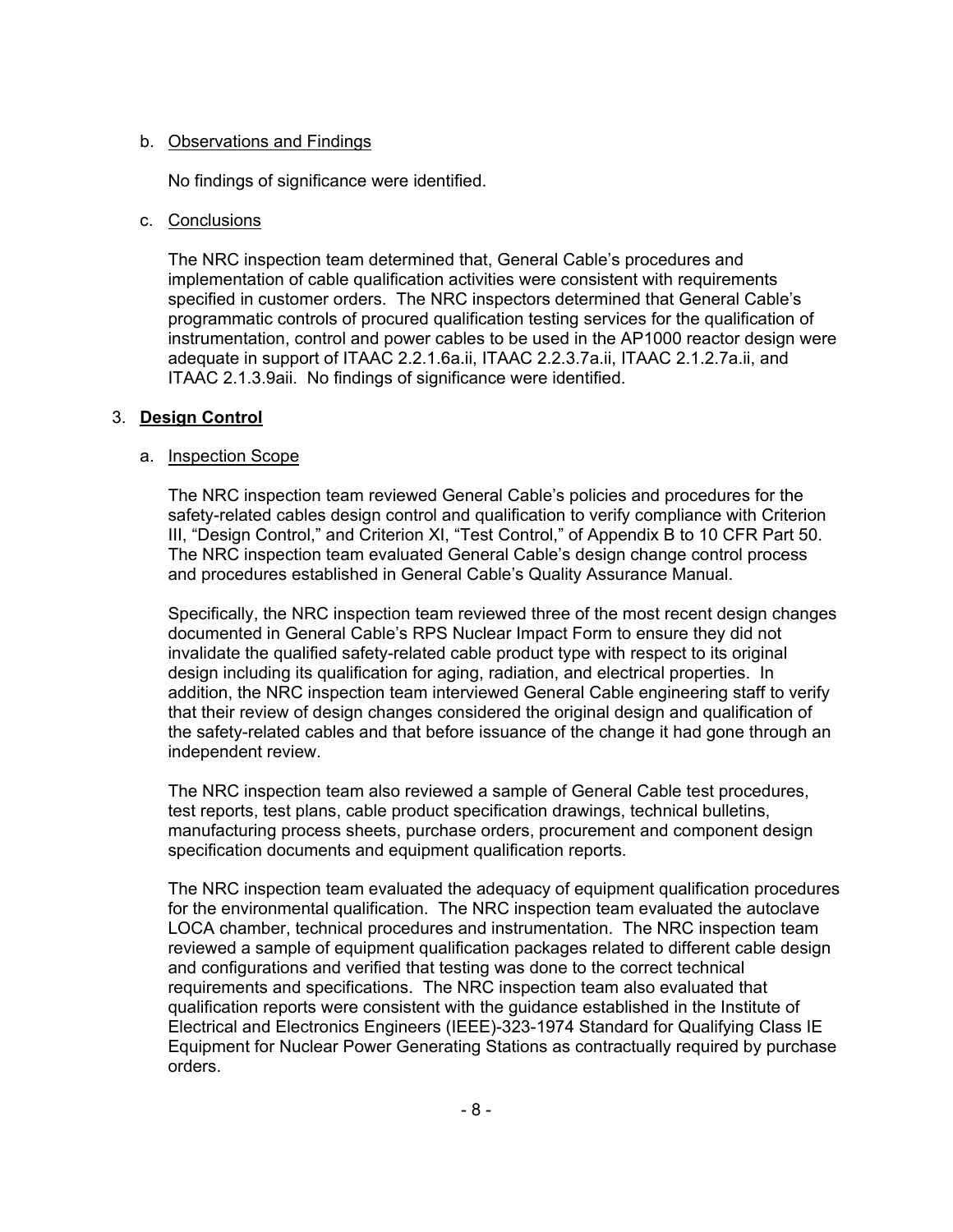b. Observations and Findings

No findings of significance were identified.

c. Conclusions

The NRC inspection team determined that, General Cable's procedures and implementation of cable qualification activities were consistent with requirements specified in customer orders. The NRC inspectors determined that General Cable's programmatic controls of procured qualification testing services for the qualification of instrumentation, control and power cables to be used in the AP1000 reactor design were adequate in support of ITAAC 2.2.1.6a.ii, ITAAC 2.2.3.7a.ii, ITAAC 2.1.2.7a.ii, and ITAAC 2.1.3.9aii. No findings of significance were identified.

## 3. **Design Control**

a. Inspection Scope

The NRC inspection team reviewed General Cable's policies and procedures for the safety-related cables design control and qualification to verify compliance with Criterion III, "Design Control," and Criterion XI, "Test Control," of Appendix B to 10 CFR Part 50. The NRC inspection team evaluated General Cable's design change control process and procedures established in General Cable's Quality Assurance Manual.

Specifically, the NRC inspection team reviewed three of the most recent design changes documented in General Cable's RPS Nuclear Impact Form to ensure they did not invalidate the qualified safety-related cable product type with respect to its original design including its qualification for aging, radiation, and electrical properties. In addition, the NRC inspection team interviewed General Cable engineering staff to verify that their review of design changes considered the original design and qualification of the safety-related cables and that before issuance of the change it had gone through an independent review.

The NRC inspection team also reviewed a sample of General Cable test procedures, test reports, test plans, cable product specification drawings, technical bulletins, manufacturing process sheets, purchase orders, procurement and component design specification documents and equipment qualification reports.

The NRC inspection team evaluated the adequacy of equipment qualification procedures for the environmental qualification. The NRC inspection team evaluated the autoclave LOCA chamber, technical procedures and instrumentation. The NRC inspection team reviewed a sample of equipment qualification packages related to different cable design and configurations and verified that testing was done to the correct technical requirements and specifications. The NRC inspection team also evaluated that qualification reports were consistent with the guidance established in the Institute of Electrical and Electronics Engineers (IEEE)-323-1974 Standard for Qualifying Class IE Equipment for Nuclear Power Generating Stations as contractually required by purchase orders.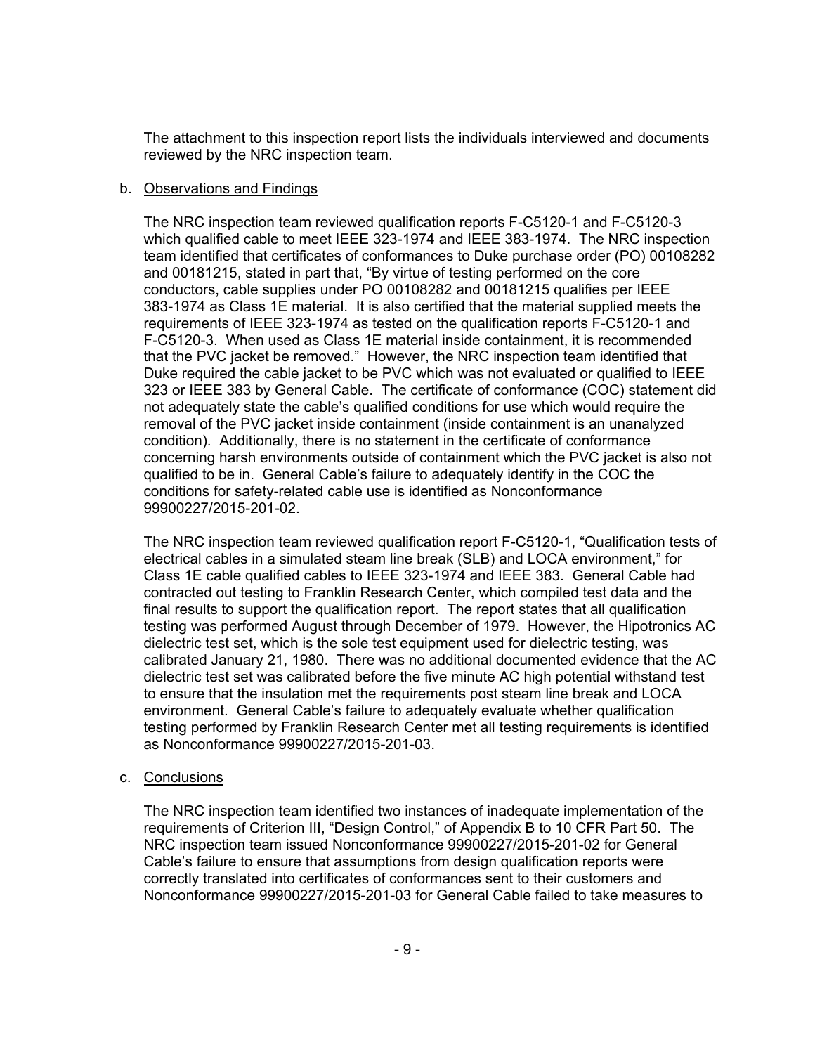The attachment to this inspection report lists the individuals interviewed and documents reviewed by the NRC inspection team.

b. Observations and Findings

The NRC inspection team reviewed qualification reports F-C5120-1 and F-C5120-3 which qualified cable to meet IEEE 323-1974 and IEEE 383-1974. The NRC inspection team identified that certificates of conformances to Duke purchase order (PO) 00108282 and 00181215, stated in part that, "By virtue of testing performed on the core conductors, cable supplies under PO 00108282 and 00181215 qualifies per IEEE 383-1974 as Class 1E material. It is also certified that the material supplied meets the requirements of IEEE 323-1974 as tested on the qualification reports F-C5120-1 and F-C5120-3. When used as Class 1E material inside containment, it is recommended that the PVC jacket be removed." However, the NRC inspection team identified that Duke required the cable jacket to be PVC which was not evaluated or qualified to IEEE 323 or IEEE 383 by General Cable. The certificate of conformance (COC) statement did not adequately state the cable's qualified conditions for use which would require the removal of the PVC jacket inside containment (inside containment is an unanalyzed condition). Additionally, there is no statement in the certificate of conformance concerning harsh environments outside of containment which the PVC jacket is also not qualified to be in. General Cable's failure to adequately identify in the COC the conditions for safety-related cable use is identified as Nonconformance 99900227/2015-201-02.

The NRC inspection team reviewed qualification report F-C5120-1, "Qualification tests of electrical cables in a simulated steam line break (SLB) and LOCA environment," for Class 1E cable qualified cables to IEEE 323-1974 and IEEE 383. General Cable had contracted out testing to Franklin Research Center, which compiled test data and the final results to support the qualification report. The report states that all qualification testing was performed August through December of 1979. However, the Hipotronics AC dielectric test set, which is the sole test equipment used for dielectric testing, was calibrated January 21, 1980. There was no additional documented evidence that the AC dielectric test set was calibrated before the five minute AC high potential withstand test to ensure that the insulation met the requirements post steam line break and LOCA environment. General Cable's failure to adequately evaluate whether qualification testing performed by Franklin Research Center met all testing requirements is identified as Nonconformance 99900227/2015-201-03.

c. Conclusions

The NRC inspection team identified two instances of inadequate implementation of the requirements of Criterion III, "Design Control," of Appendix B to 10 CFR Part 50. The NRC inspection team issued Nonconformance 99900227/2015-201-02 for General Cable's failure to ensure that assumptions from design qualification reports were correctly translated into certificates of conformances sent to their customers and Nonconformance 99900227/2015-201-03 for General Cable failed to take measures to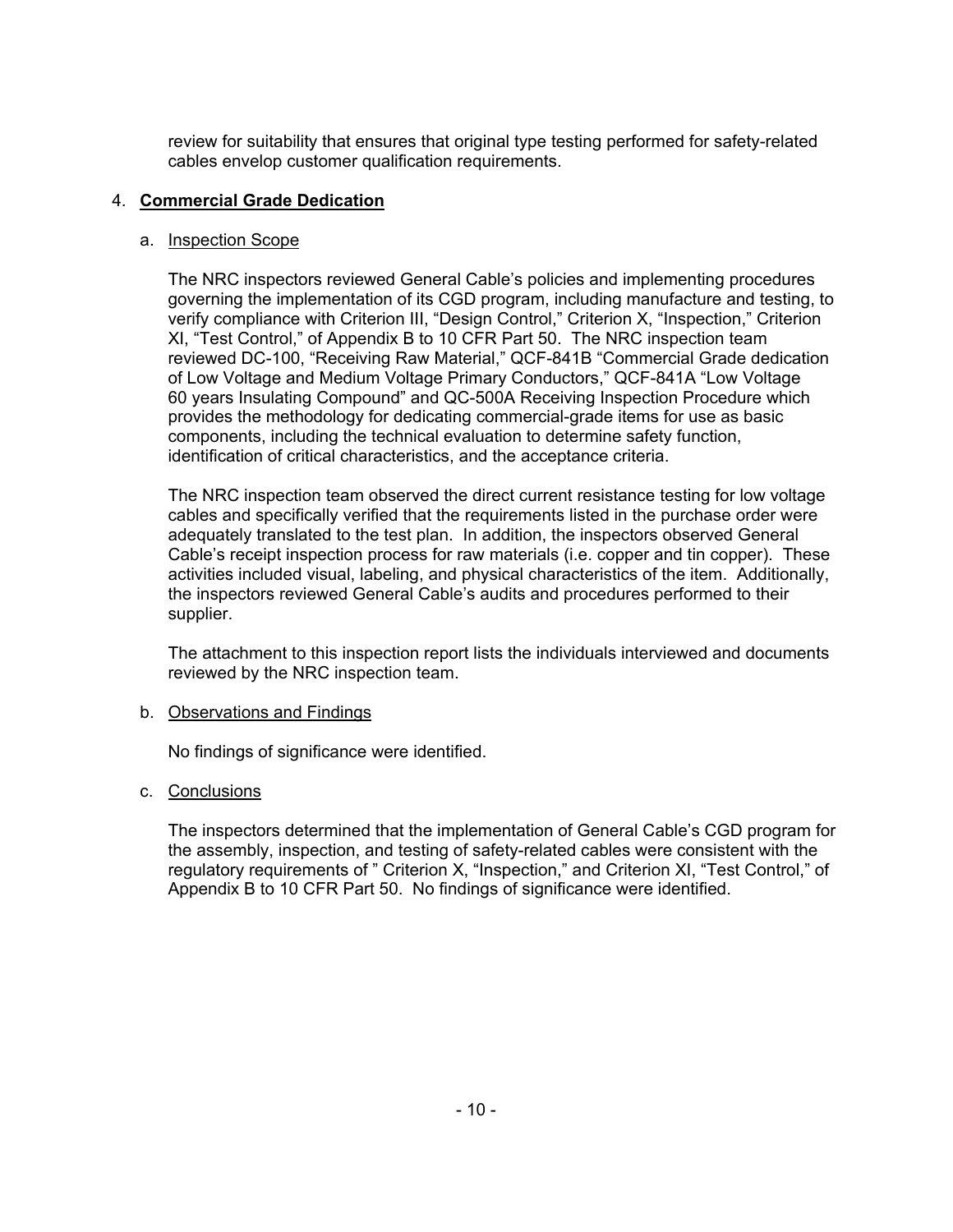review for suitability that ensures that original type testing performed for safety-related cables envelop customer qualification requirements.

4. **Commercial Grade Dedication**

   a. Inspection Scope

   The NRC inspectors reviewed General Cable's policies and implementing procedures governing the implementation of its CGD program, including manufacture and testing, to verify compliance with Criterion III, "Design Control," Criterion X, "Inspection," Criterion XI, "Test Control," of Appendix B to 10 CFR Part 50. The NRC inspection team reviewed DC-100, "Receiving Raw Material," QCF-841B "Commercial Grade dedication of Low Voltage and Medium Voltage Primary Conductors," QCF-841A "Low Voltage 60 years Insulating Compound" and QC-500A Receiving Inspection Procedure which provides the methodology for dedicating commercial-grade items for use as basic components, including the technical evaluation to determine safety function, identification of critical characteristics, and the acceptance criteria.

   The NRC inspection team observed the direct current resistance testing for low voltage cables and specifically verified that the requirements listed in the purchase order were adequately translated to the test plan. In addition, the inspectors observed General Cable's receipt inspection process for raw materials (i.e. copper and tin copper). These activities included visual, labeling, and physical characteristics of the item. Additionally, the inspectors reviewed General Cable's audits and procedures performed to their supplier.

   The attachment to this inspection report lists the individuals interviewed and documents reviewed by the NRC inspection team.

   b. Observations and Findings

   No findings of significance were identified.

   c. Conclusions

   The inspectors determined that the implementation of General Cable's CGD program for the assembly, inspection, and testing of safety-related cables were consistent with the regulatory requirements of " Criterion X, "Inspection," and Criterion XI, "Test Control," of Appendix B to 10 CFR Part 50. No findings of significance were identified.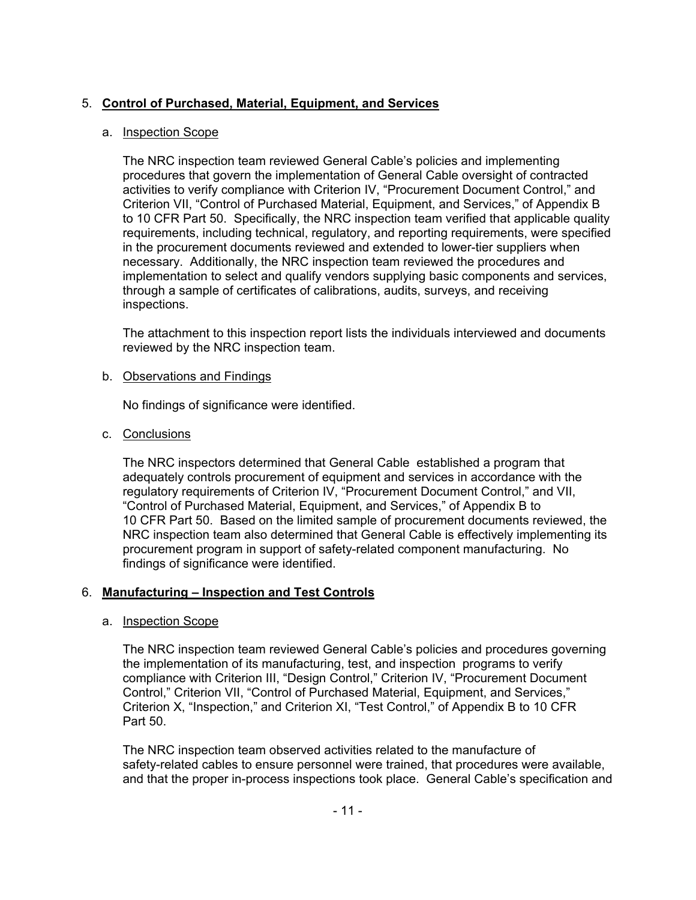## 5. **Control of Purchased, Material, Equipment, and Services**

### a. Inspection Scope

The NRC inspection team reviewed General Cable's policies and implementing procedures that govern the implementation of General Cable oversight of contracted activities to verify compliance with Criterion IV, "Procurement Document Control," and Criterion VII, "Control of Purchased Material, Equipment, and Services," of Appendix B to 10 CFR Part 50. Specifically, the NRC inspection team verified that applicable quality requirements, including technical, regulatory, and reporting requirements, were specified in the procurement documents reviewed and extended to lower-tier suppliers when necessary. Additionally, the NRC inspection team reviewed the procedures and implementation to select and qualify vendors supplying basic components and services, through a sample of certificates of calibrations, audits, surveys, and receiving inspections.

The attachment to this inspection report lists the individuals interviewed and documents reviewed by the NRC inspection team.

### b. Observations and Findings

No findings of significance were identified.

### c. Conclusions

The NRC inspectors determined that General Cable established a program that adequately controls procurement of equipment and services in accordance with the regulatory requirements of Criterion IV, "Procurement Document Control," and VII, "Control of Purchased Material, Equipment, and Services," of Appendix B to 10 CFR Part 50. Based on the limited sample of procurement documents reviewed, the NRC inspection team also determined that General Cable is effectively implementing its procurement program in support of safety-related component manufacturing. No findings of significance were identified.

## 6. **Manufacturing – Inspection and Test Controls**

### a. Inspection Scope

The NRC inspection team reviewed General Cable's policies and procedures governing the implementation of its manufacturing, test, and inspection programs to verify compliance with Criterion III, "Design Control," Criterion IV, "Procurement Document Control," Criterion VII, "Control of Purchased Material, Equipment, and Services," Criterion X, "Inspection," and Criterion XI, "Test Control," of Appendix B to 10 CFR Part 50.

The NRC inspection team observed activities related to the manufacture of safety-related cables to ensure personnel were trained, that procedures were available, and that the proper in-process inspections took place. General Cable's specification and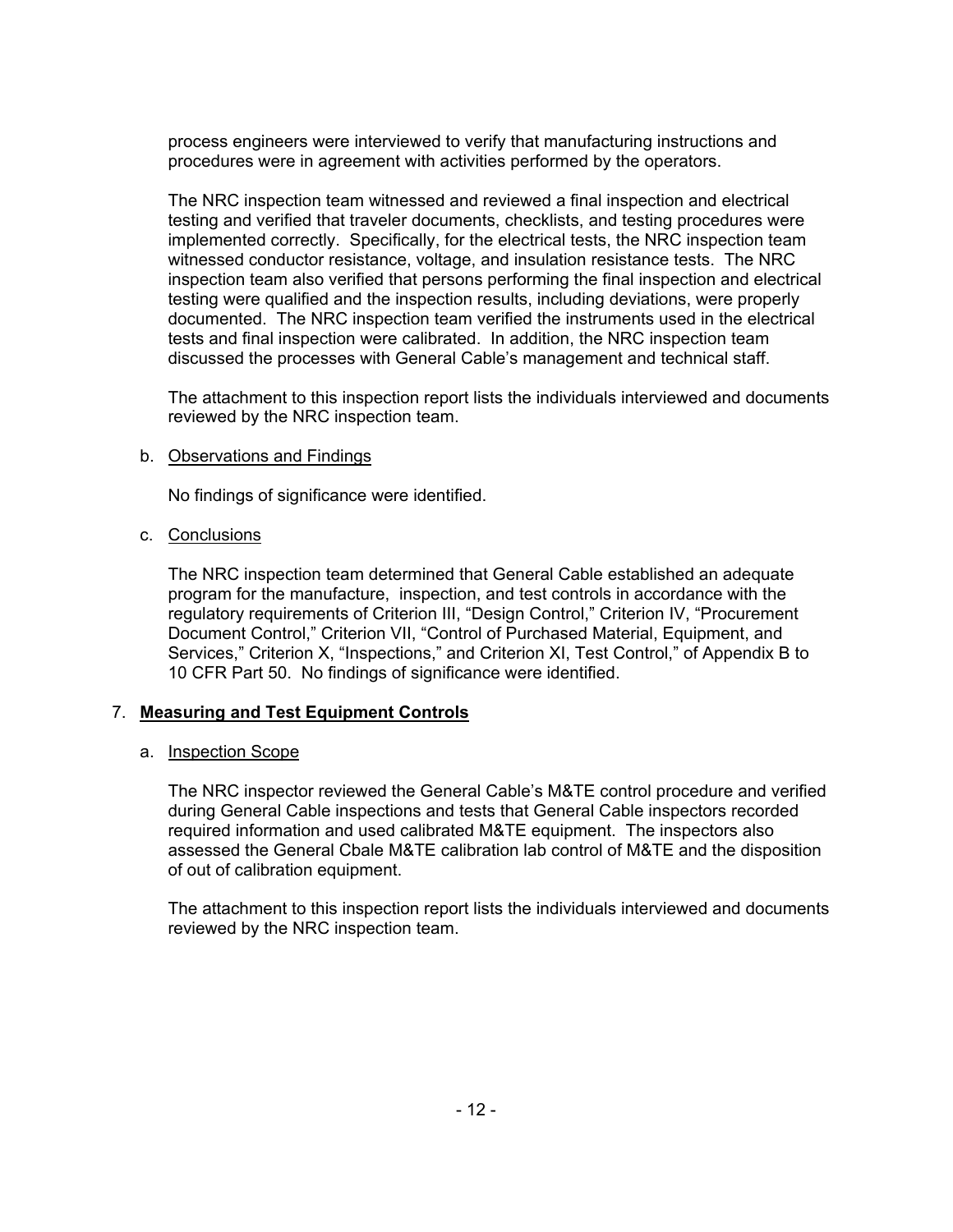process engineers were interviewed to verify that manufacturing instructions and procedures were in agreement with activities performed by the operators.

The NRC inspection team witnessed and reviewed a final inspection and electrical testing and verified that traveler documents, checklists, and testing procedures were implemented correctly. Specifically, for the electrical tests, the NRC inspection team witnessed conductor resistance, voltage, and insulation resistance tests. The NRC inspection team also verified that persons performing the final inspection and electrical testing were qualified and the inspection results, including deviations, were properly documented. The NRC inspection team verified the instruments used in the electrical tests and final inspection were calibrated. In addition, the NRC inspection team discussed the processes with General Cable's management and technical staff.

The attachment to this inspection report lists the individuals interviewed and documents reviewed by the NRC inspection team.

b. Observations and Findings

No findings of significance were identified.

c. Conclusions

The NRC inspection team determined that General Cable established an adequate program for the manufacture, inspection, and test controls in accordance with the regulatory requirements of Criterion III, "Design Control," Criterion IV, "Procurement Document Control," Criterion VII, "Control of Purchased Material, Equipment, and Services," Criterion X, "Inspections," and Criterion XI, Test Control," of Appendix B to 10 CFR Part 50. No findings of significance were identified.

## 7. **Measuring and Test Equipment Controls**

a. Inspection Scope

The NRC inspector reviewed the General Cable's M&TE control procedure and verified during General Cable inspections and tests that General Cable inspectors recorded required information and used calibrated M&TE equipment. The inspectors also assessed the General Cbale M&TE calibration lab control of M&TE and the disposition of out of calibration equipment.

The attachment to this inspection report lists the individuals interviewed and documents reviewed by the NRC inspection team.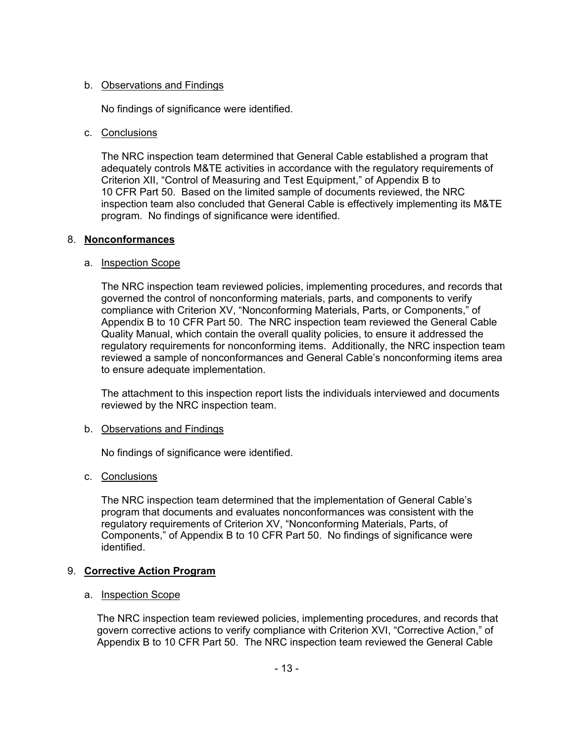b. Observations and Findings

No findings of significance were identified.

c. Conclusions

The NRC inspection team determined that General Cable established a program that adequately controls M&TE activities in accordance with the regulatory requirements of Criterion XII, "Control of Measuring and Test Equipment," of Appendix B to 10 CFR Part 50. Based on the limited sample of documents reviewed, the NRC inspection team also concluded that General Cable is effectively implementing its M&TE program. No findings of significance were identified.

## 8. **Nonconformances**

a. Inspection Scope

The NRC inspection team reviewed policies, implementing procedures, and records that governed the control of nonconforming materials, parts, and components to verify compliance with Criterion XV, "Nonconforming Materials, Parts, or Components," of Appendix B to 10 CFR Part 50. The NRC inspection team reviewed the General Cable Quality Manual, which contain the overall quality policies, to ensure it addressed the regulatory requirements for nonconforming items. Additionally, the NRC inspection team reviewed a sample of nonconformances and General Cable's nonconforming items area to ensure adequate implementation.

The attachment to this inspection report lists the individuals interviewed and documents reviewed by the NRC inspection team.

b. Observations and Findings

No findings of significance were identified.

c. Conclusions

The NRC inspection team determined that the implementation of General Cable's program that documents and evaluates nonconformances was consistent with the regulatory requirements of Criterion XV, "Nonconforming Materials, Parts, of Components," of Appendix B to 10 CFR Part 50. No findings of significance were identified.

## 9. **Corrective Action Program**

a. Inspection Scope

The NRC inspection team reviewed policies, implementing procedures, and records that govern corrective actions to verify compliance with Criterion XVI, "Corrective Action," of Appendix B to 10 CFR Part 50. The NRC inspection team reviewed the General Cable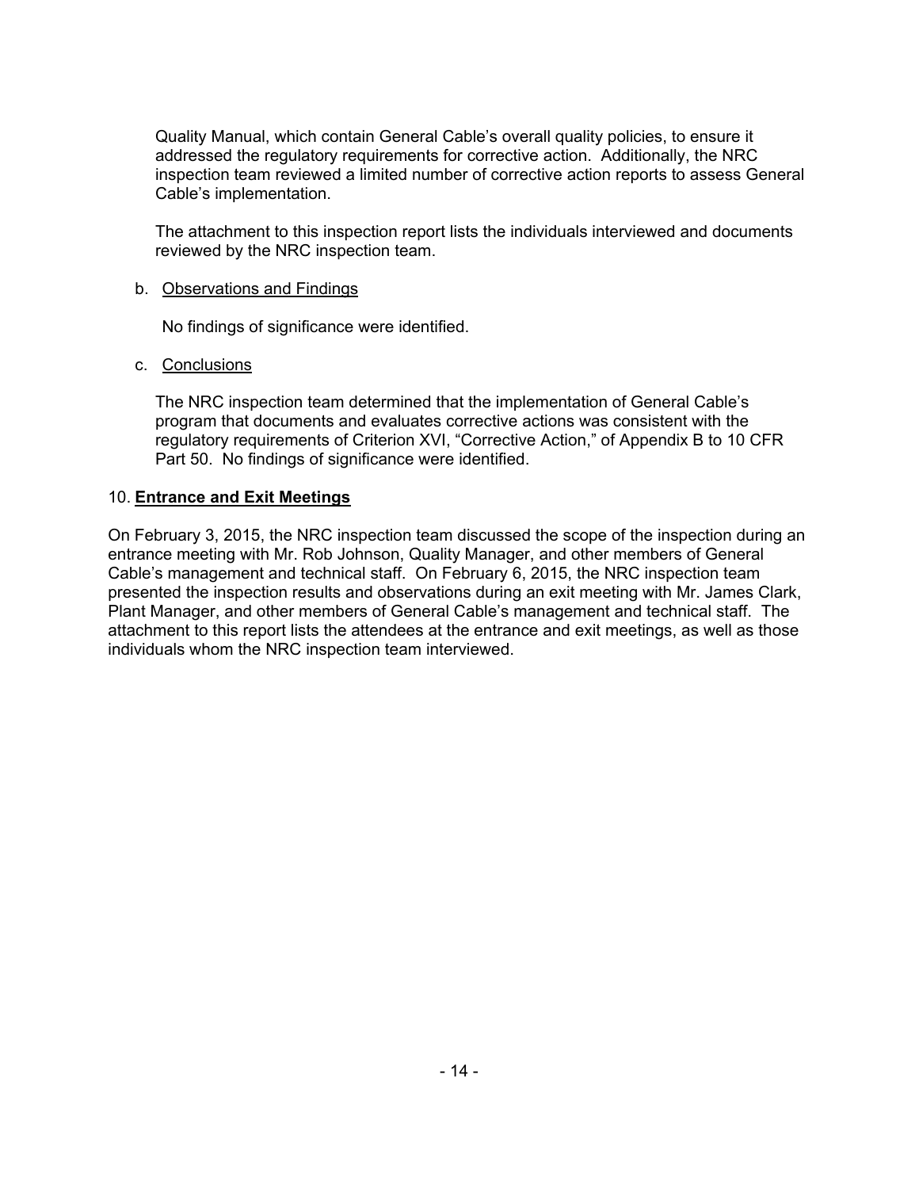Quality Manual, which contain General Cable's overall quality policies, to ensure it addressed the regulatory requirements for corrective action. Additionally, the NRC inspection team reviewed a limited number of corrective action reports to assess General Cable's implementation.

The attachment to this inspection report lists the individuals interviewed and documents reviewed by the NRC inspection team.

b. Observations and Findings

No findings of significance were identified.

c. Conclusions

The NRC inspection team determined that the implementation of General Cable's program that documents and evaluates corrective actions was consistent with the regulatory requirements of Criterion XVI, "Corrective Action," of Appendix B to 10 CFR Part 50. No findings of significance were identified.

## 10. **Entrance and Exit Meetings**

On February 3, 2015, the NRC inspection team discussed the scope of the inspection during an entrance meeting with Mr. Rob Johnson, Quality Manager, and other members of General Cable's management and technical staff. On February 6, 2015, the NRC inspection team presented the inspection results and observations during an exit meeting with Mr. James Clark, Plant Manager, and other members of General Cable's management and technical staff. The attachment to this report lists the attendees at the entrance and exit meetings, as well as those individuals whom the NRC inspection team interviewed.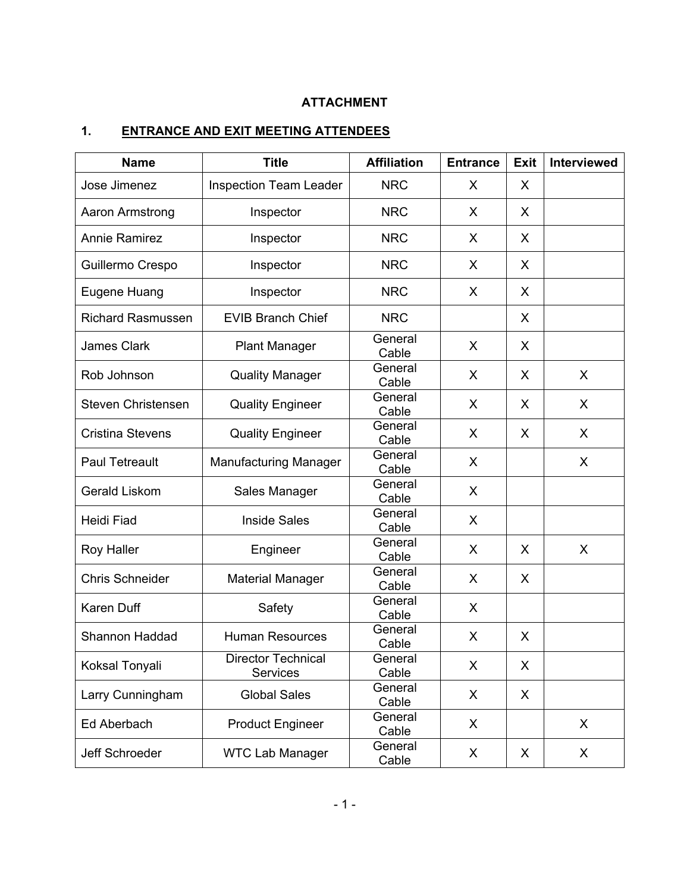**ATTACHMENT**

**1. ENTRANCE AND EXIT MEETING ATTENDEES**

| Name | Title | Affiliation | Entrance | Exit | Interviewed |
|---|---|---|---|---|---|
| Jose Jimenez | Inspection Team Leader | NRC | X | X | |
| Aaron Armstrong | Inspector | NRC | X | X | |
| Annie Ramirez | Inspector | NRC | X | X | |
| Guillermo Crespo | Inspector | NRC | X | X | |
| Eugene Huang | Inspector | NRC | X | X | |
| Richard Rasmussen | EVIB Branch Chief | NRC | | X | |
| James Clark | Plant Manager | General Cable | X | X | |
| Rob Johnson | Quality Manager | General Cable | X | X | X |
| Steven Christensen | Quality Engineer | General Cable | X | X | X |
| Cristina Stevens | Quality Engineer | General Cable | X | X | X |
| Paul Tetreault | Manufacturing Manager | General Cable | X | | X |
| Gerald Liskom | Sales Manager | General Cable | X | | |
| Heidi Fiad | Inside Sales | General Cable | X | | |
| Roy Haller | Engineer | General Cable | X | X | X |
| Chris Schneider | Material Manager | General Cable | X | X | |
| Karen Duff | Safety | General Cable | X | | |
| Shannon Haddad | Human Resources | General Cable | X | X | |
| Koksal Tonyali | Director Technical Services | General Cable | X | X | |
| Larry Cunningham | Global Sales | General Cable | X | X | |
| Ed Aberbach | Product Engineer | General Cable | X | | X |
| Jeff Schroeder | WTC Lab Manager | General Cable | X | X | X |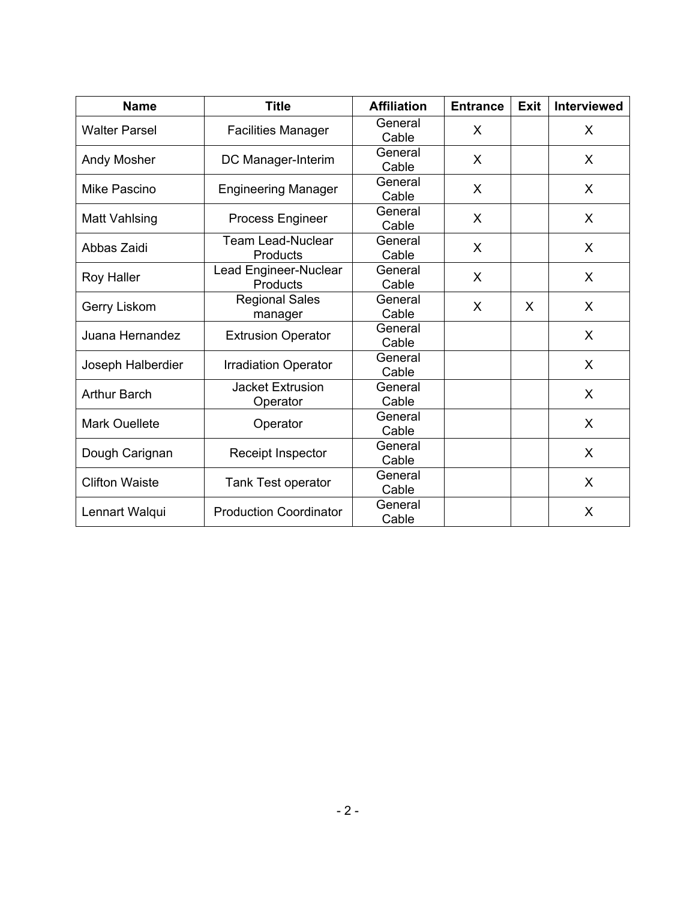| Name | Title | Affiliation | Entrance | Exit | Interviewed |
|---|---|---|---|---|---|
| Walter Parsel | Facilities Manager | General Cable | X | | X |
| Andy Mosher | DC Manager-Interim | General Cable | X | | X |
| Mike Pascino | Engineering Manager | General Cable | X | | X |
| Matt Vahlsing | Process Engineer | General Cable | X | | X |
| Abbas Zaidi | Team Lead-Nuclear Products | General Cable | X | | X |
| Roy Haller | Lead Engineer-Nuclear Products | General Cable | X | | X |
| Gerry Liskom | Regional Sales manager | General Cable | X | X | X |
| Juana Hernandez | Extrusion Operator | General Cable | | | X |
| Joseph Halberdier | Irradiation Operator | General Cable | | | X |
| Arthur Barch | Jacket Extrusion Operator | General Cable | | | X |
| Mark Ouellete | Operator | General Cable | | | X |
| Dough Carignan | Receipt Inspector | General Cable | | | X |
| Clifton Waiste | Tank Test operator | General Cable | | | X |
| Lennart Walqui | Production Coordinator | General Cable | | | X |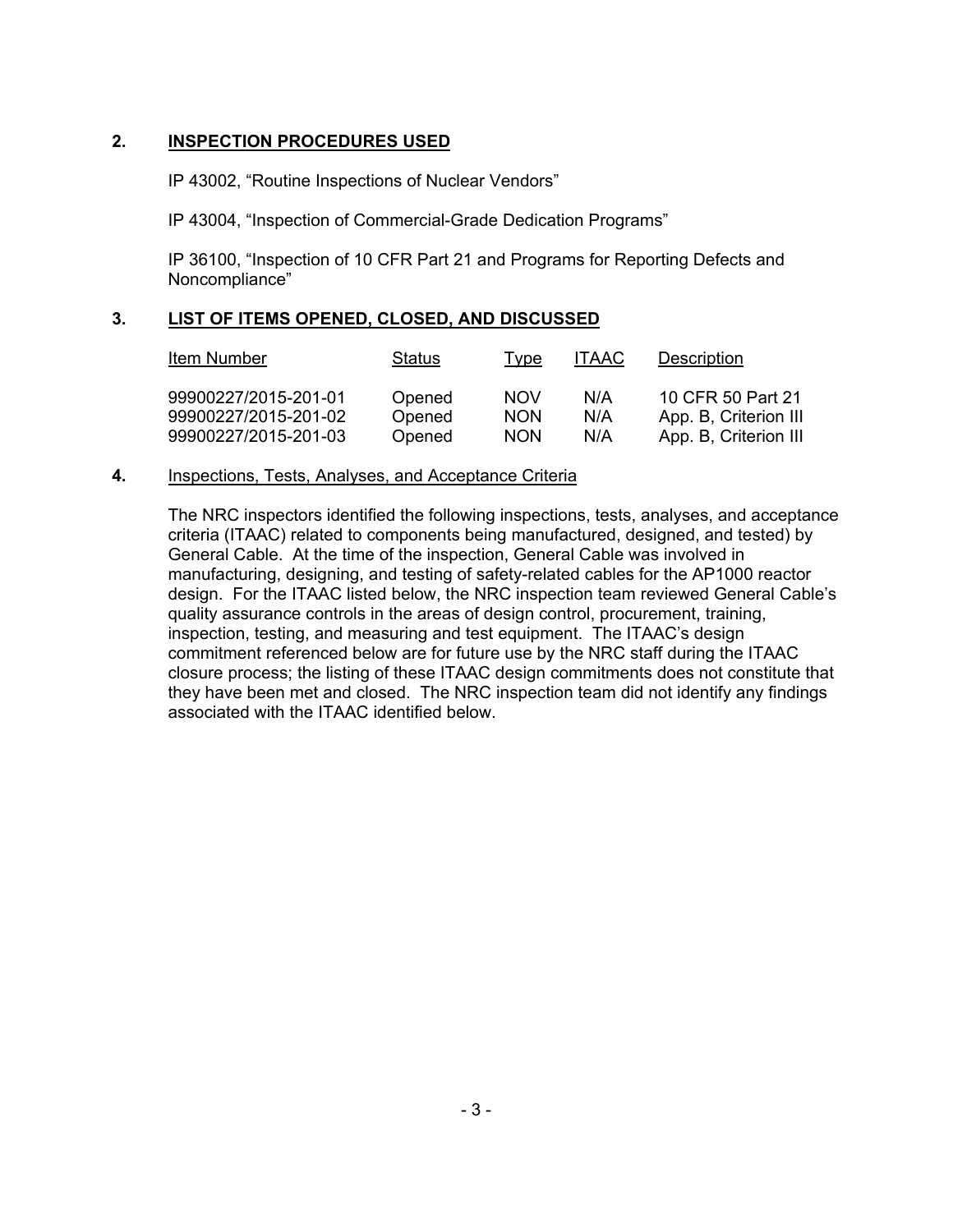## 2. INSPECTION PROCEDURES USED

IP 43002, "Routine Inspections of Nuclear Vendors"

IP 43004, "Inspection of Commercial-Grade Dedication Programs"

IP 36100, "Inspection of 10 CFR Part 21 and Programs for Reporting Defects and Noncompliance"

## 3. LIST OF ITEMS OPENED, CLOSED, AND DISCUSSED

| Item Number | Status | Type | ITAAC | Description |
|---|---|---|---|---|
| 99900227/2015-201-01 | Opened | NOV | N/A | 10 CFR 50 Part 21 |
| 99900227/2015-201-02 | Opened | NON | N/A | App. B, Criterion III |
| 99900227/2015-201-03 | Opened | NON | N/A | App. B, Criterion III |

## 4. Inspections, Tests, Analyses, and Acceptance Criteria

The NRC inspectors identified the following inspections, tests, analyses, and acceptance criteria (ITAAC) related to components being manufactured, designed, and tested) by General Cable. At the time of the inspection, General Cable was involved in manufacturing, designing, and testing of safety-related cables for the AP1000 reactor design. For the ITAAC listed below, the NRC inspection team reviewed General Cable's quality assurance controls in the areas of design control, procurement, training, inspection, testing, and measuring and test equipment. The ITAAC's design commitment referenced below are for future use by the NRC staff during the ITAAC closure process; the listing of these ITAAC design commitments does not constitute that they have been met and closed. The NRC inspection team did not identify any findings associated with the ITAAC identified below.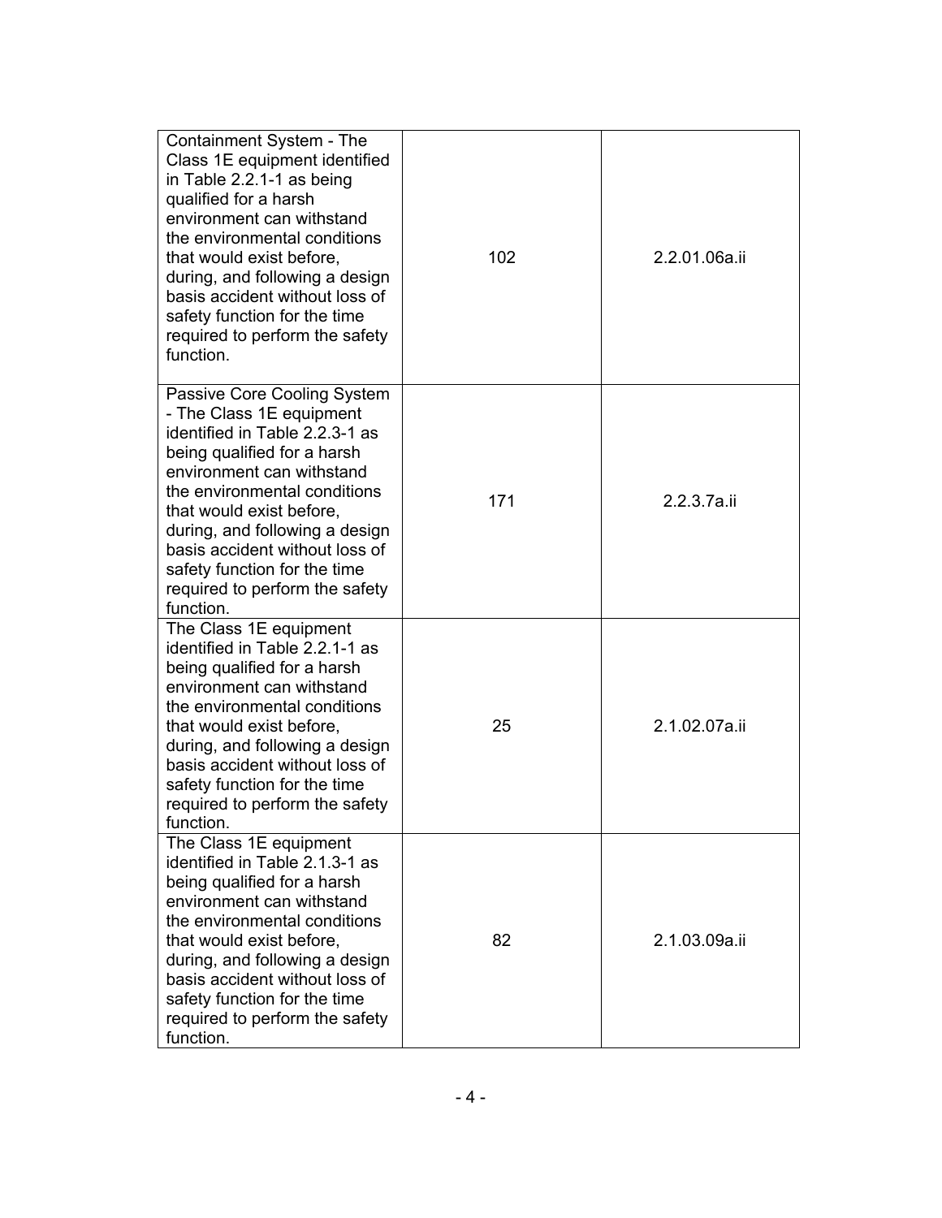| | | |
|---|---|---|
| Containment System - The Class 1E equipment identified in Table 2.2.1-1 as being qualified for a harsh environment can withstand the environmental conditions that would exist before, during, and following a design basis accident without loss of safety function for the time required to perform the safety function. | 102 | 2.2.01.06a.ii |
| Passive Core Cooling System - The Class 1E equipment identified in Table 2.2.3-1 as being qualified for a harsh environment can withstand the environmental conditions that would exist before, during, and following a design basis accident without loss of safety function for the time required to perform the safety function. | 171 | 2.2.3.7a.ii |
| The Class 1E equipment identified in Table 2.2.1-1 as being qualified for a harsh environment can withstand the environmental conditions that would exist before, during, and following a design basis accident without loss of safety function for the time required to perform the safety function. | 25 | 2.1.02.07a.ii |
| The Class 1E equipment identified in Table 2.1.3-1 as being qualified for a harsh environment can withstand the environmental conditions that would exist before, during, and following a design basis accident without loss of safety function for the time required to perform the safety function. | 82 | 2.1.03.09a.ii |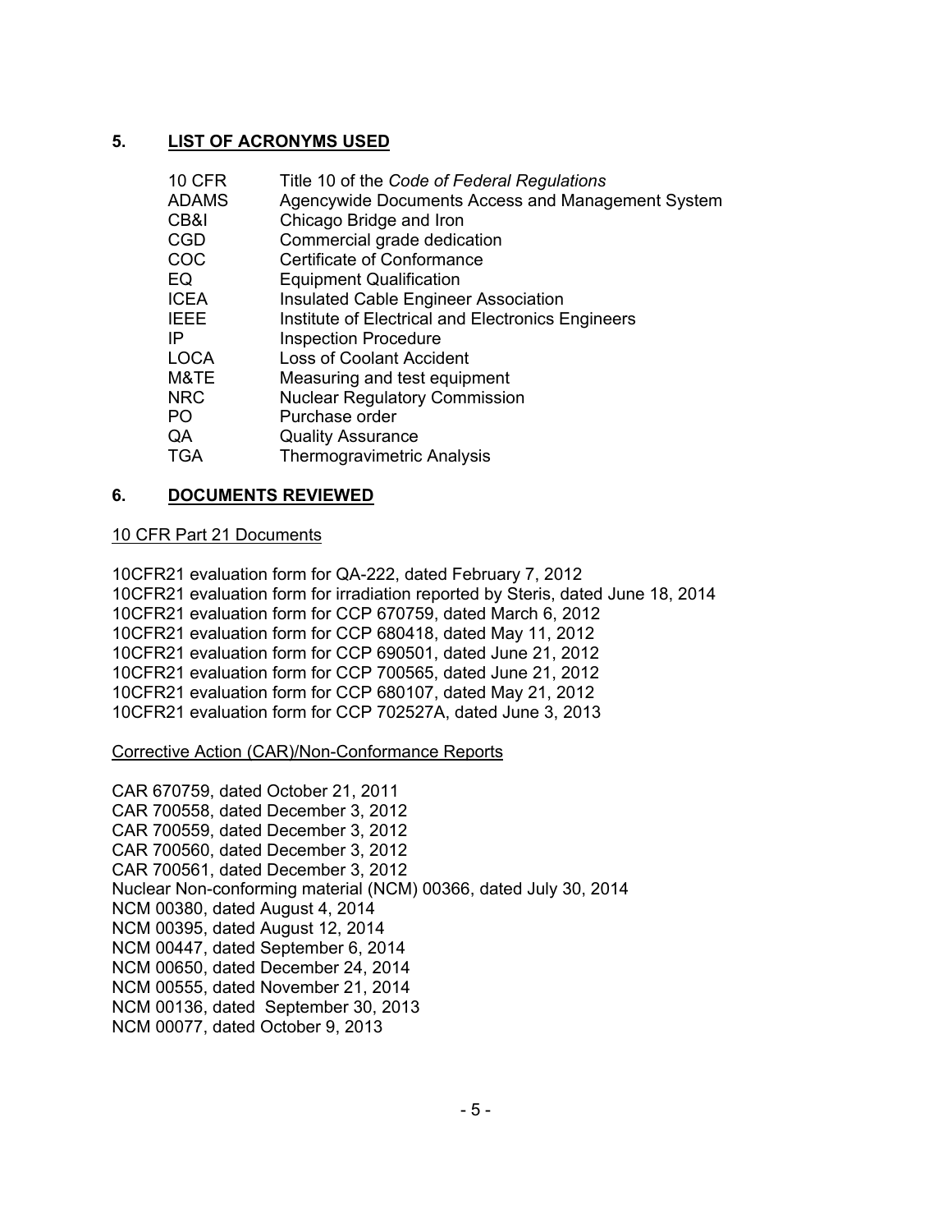## 5. LIST OF ACRONYMS USED

| | |
|---|---|
| 10 CFR | Title 10 of the *Code of Federal Regulations* |
| ADAMS | Agencywide Documents Access and Management System |
| CB&I | Chicago Bridge and Iron |
| CGD | Commercial grade dedication |
| COC | Certificate of Conformance |
| EQ | Equipment Qualification |
| ICEA | Insulated Cable Engineer Association |
| IEEE | Institute of Electrical and Electronics Engineers |
| IP | Inspection Procedure |
| LOCA | Loss of Coolant Accident |
| M&TE | Measuring and test equipment |
| NRC | Nuclear Regulatory Commission |
| PO | Purchase order |
| QA | Quality Assurance |
| TGA | Thermogravimetric Analysis |

## 6. DOCUMENTS REVIEWED

10 CFR Part 21 Documents

10CFR21 evaluation form for QA-222, dated February 7, 2012
10CFR21 evaluation form for irradiation reported by Steris, dated June 18, 2014
10CFR21 evaluation form for CCP 670759, dated March 6, 2012
10CFR21 evaluation form for CCP 680418, dated May 11, 2012
10CFR21 evaluation form for CCP 690501, dated June 21, 2012
10CFR21 evaluation form for CCP 700565, dated June 21, 2012
10CFR21 evaluation form for CCP 680107, dated May 21, 2012
10CFR21 evaluation form for CCP 702527A, dated June 3, 2013

Corrective Action (CAR)/Non-Conformance Reports

CAR 670759, dated October 21, 2011
CAR 700558, dated December 3, 2012
CAR 700559, dated December 3, 2012
CAR 700560, dated December 3, 2012
CAR 700561, dated December 3, 2012
Nuclear Non-conforming material (NCM) 00366, dated July 30, 2014
NCM 00380, dated August 4, 2014
NCM 00395, dated August 12, 2014
NCM 00447, dated September 6, 2014
NCM 00650, dated December 24, 2014
NCM 00555, dated November 21, 2014
NCM 00136, dated September 30, 2013
NCM 00077, dated October 9, 2013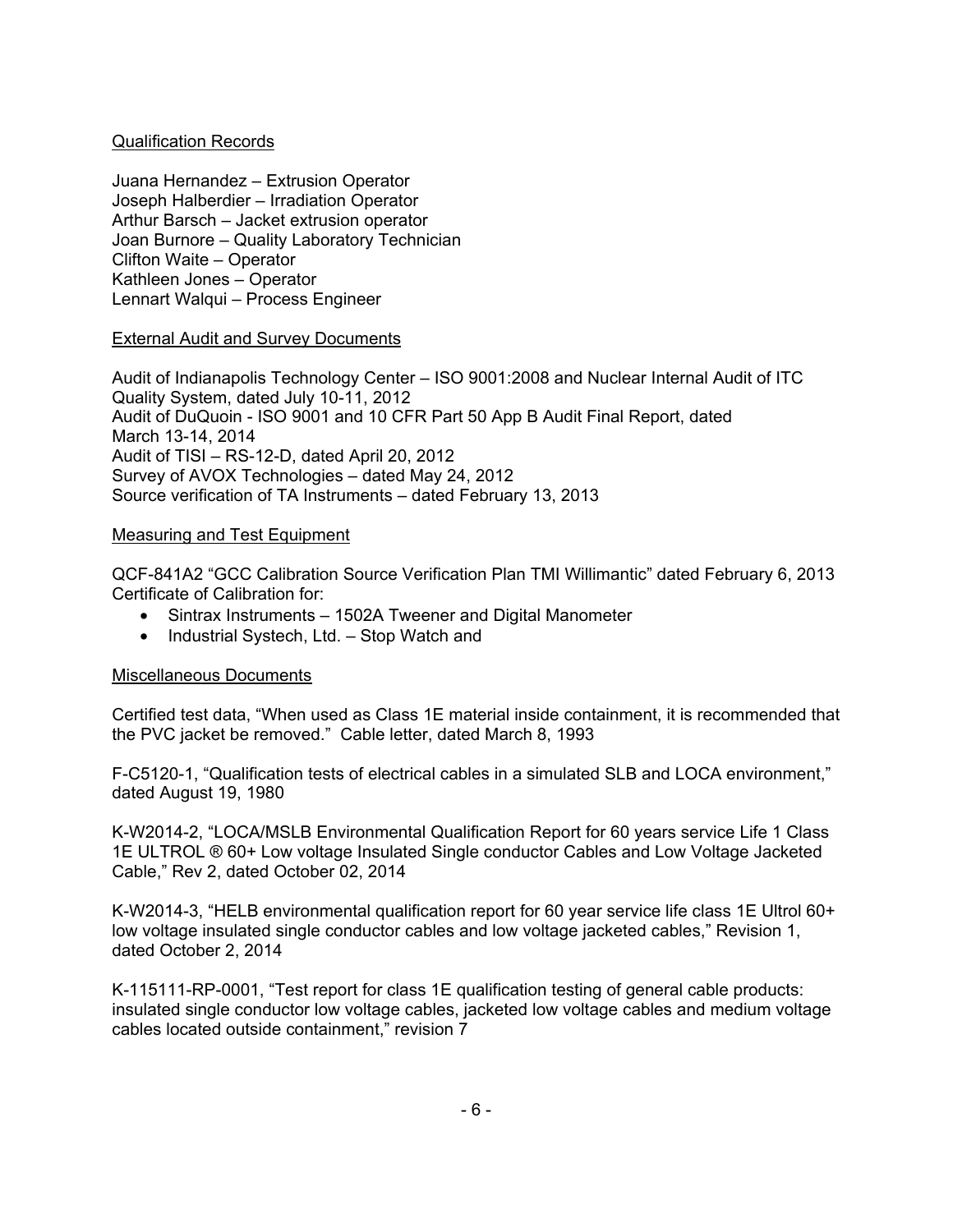Qualification Records

Juana Hernandez – Extrusion Operator
Joseph Halberdier – Irradiation Operator
Arthur Barsch – Jacket extrusion operator
Joan Burnore – Quality Laboratory Technician
Clifton Waite – Operator
Kathleen Jones – Operator
Lennart Walqui – Process Engineer

External Audit and Survey Documents

Audit of Indianapolis Technology Center – ISO 9001:2008 and Nuclear Internal Audit of ITC Quality System, dated July 10-11, 2012
Audit of DuQuoin - ISO 9001 and 10 CFR Part 50 App B Audit Final Report, dated March 13-14, 2014
Audit of TISI – RS-12-D, dated April 20, 2012
Survey of AVOX Technologies – dated May 24, 2012
Source verification of TA Instruments – dated February 13, 2013

Measuring and Test Equipment

QCF-841A2 "GCC Calibration Source Verification Plan TMI Willimantic" dated February 6, 2013
Certificate of Calibration for:

- Sintrax Instruments – 1502A Tweener and Digital Manometer
- Industrial Systech, Ltd. – Stop Watch and

Miscellaneous Documents

Certified test data, "When used as Class 1E material inside containment, it is recommended that the PVC jacket be removed." Cable letter, dated March 8, 1993

F-C5120-1, "Qualification tests of electrical cables in a simulated SLB and LOCA environment," dated August 19, 1980

K-W2014-2, "LOCA/MSLB Environmental Qualification Report for 60 years service Life 1 Class 1E ULTROL ® 60+ Low voltage Insulated Single conductor Cables and Low Voltage Jacketed Cable," Rev 2, dated October 02, 2014

K-W2014-3, "HELB environmental qualification report for 60 year service life class 1E Ultrol 60+ low voltage insulated single conductor cables and low voltage jacketed cables," Revision 1, dated October 2, 2014

K-115111-RP-0001, "Test report for class 1E qualification testing of general cable products: insulated single conductor low voltage cables, jacketed low voltage cables and medium voltage cables located outside containment," revision 7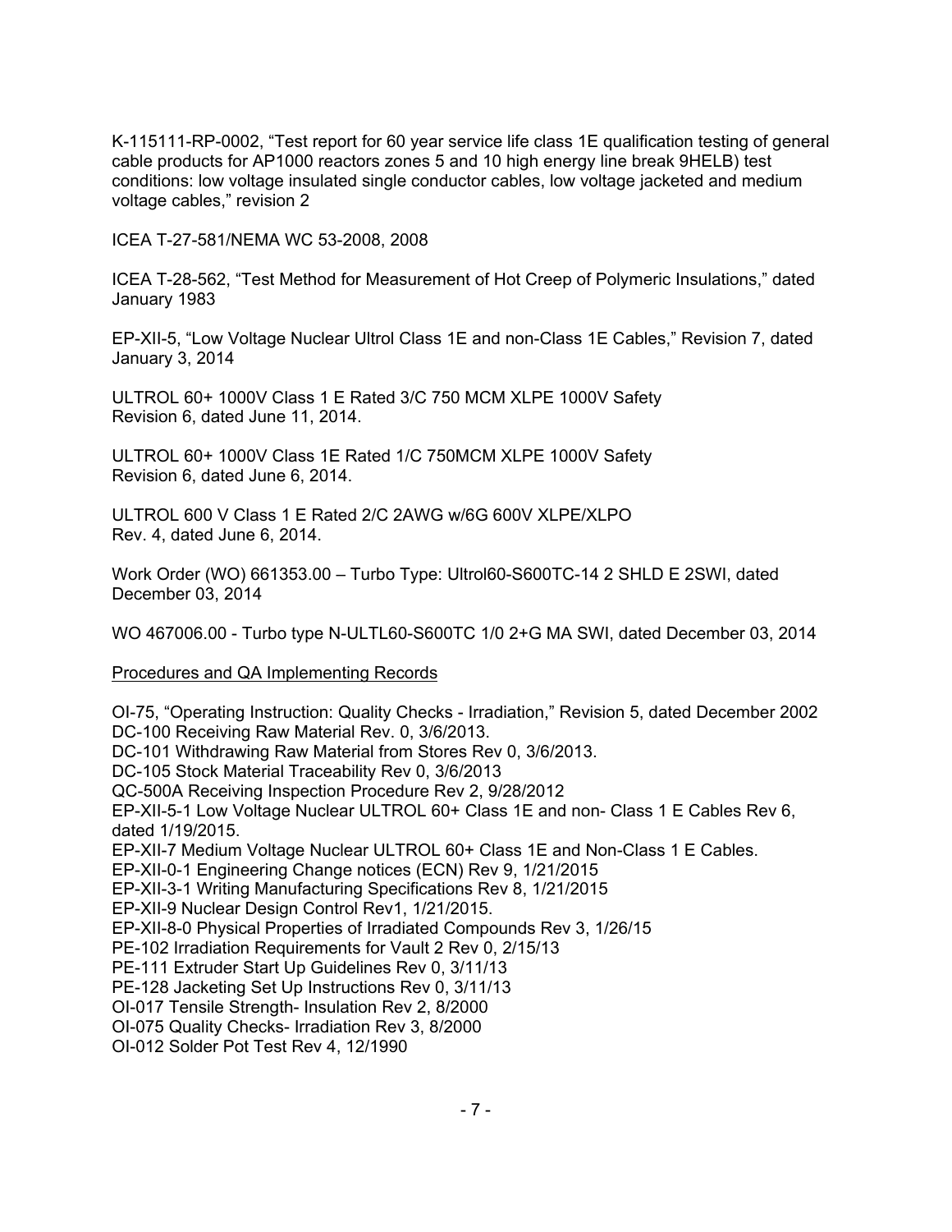K-115111-RP-0002, “Test report for 60 year service life class 1E qualification testing of general cable products for AP1000 reactors zones 5 and 10 high energy line break 9HELB) test conditions: low voltage insulated single conductor cables, low voltage jacketed and medium voltage cables,” revision 2

ICEA T-27-581/NEMA WC 53-2008, 2008

ICEA T-28-562, “Test Method for Measurement of Hot Creep of Polymeric Insulations,” dated January 1983

EP-XII-5, “Low Voltage Nuclear Ultrol Class 1E and non-Class 1E Cables,” Revision 7, dated January 3, 2014

ULTROL 60+ 1000V Class 1 E Rated 3/C 750 MCM XLPE 1000V Safety
Revision 6, dated June 11, 2014.

ULTROL 60+ 1000V Class 1E Rated 1/C 750MCM XLPE 1000V Safety
Revision 6, dated June 6, 2014.

ULTROL 600 V Class 1 E Rated 2/C 2AWG w/6G 600V XLPE/XLPO
Rev. 4, dated June 6, 2014.

Work Order (WO) 661353.00 – Turbo Type: Ultrol60-S600TC-14 2 SHLD E 2SWI, dated December 03, 2014

WO 467006.00 - Turbo type N-ULTL60-S600TC 1/0 2+G MA SWI, dated December 03, 2014

Procedures and QA Implementing Records

OI-75, “Operating Instruction: Quality Checks - Irradiation,” Revision 5, dated December 2002
DC-100 Receiving Raw Material Rev. 0, 3/6/2013.
DC-101 Withdrawing Raw Material from Stores Rev 0, 3/6/2013.
DC-105 Stock Material Traceability Rev 0, 3/6/2013
QC-500A Receiving Inspection Procedure Rev 2, 9/28/2012
EP-XII-5-1 Low Voltage Nuclear ULTROL 60+ Class 1E and non- Class 1 E Cables Rev 6, dated 1/19/2015.
EP-XII-7 Medium Voltage Nuclear ULTROL 60+ Class 1E and Non-Class 1 E Cables.
EP-XII-0-1 Engineering Change notices (ECN) Rev 9, 1/21/2015
EP-XII-3-1 Writing Manufacturing Specifications Rev 8, 1/21/2015
EP-XII-9 Nuclear Design Control Rev1, 1/21/2015.
EP-XII-8-0 Physical Properties of Irradiated Compounds Rev 3, 1/26/15
PE-102 Irradiation Requirements for Vault 2 Rev 0, 2/15/13
PE-111 Extruder Start Up Guidelines Rev 0, 3/11/13
PE-128 Jacketing Set Up Instructions Rev 0, 3/11/13
OI-017 Tensile Strength- Insulation Rev 2, 8/2000
OI-075 Quality Checks- Irradiation Rev 3, 8/2000
OI-012 Solder Pot Test Rev 4, 12/1990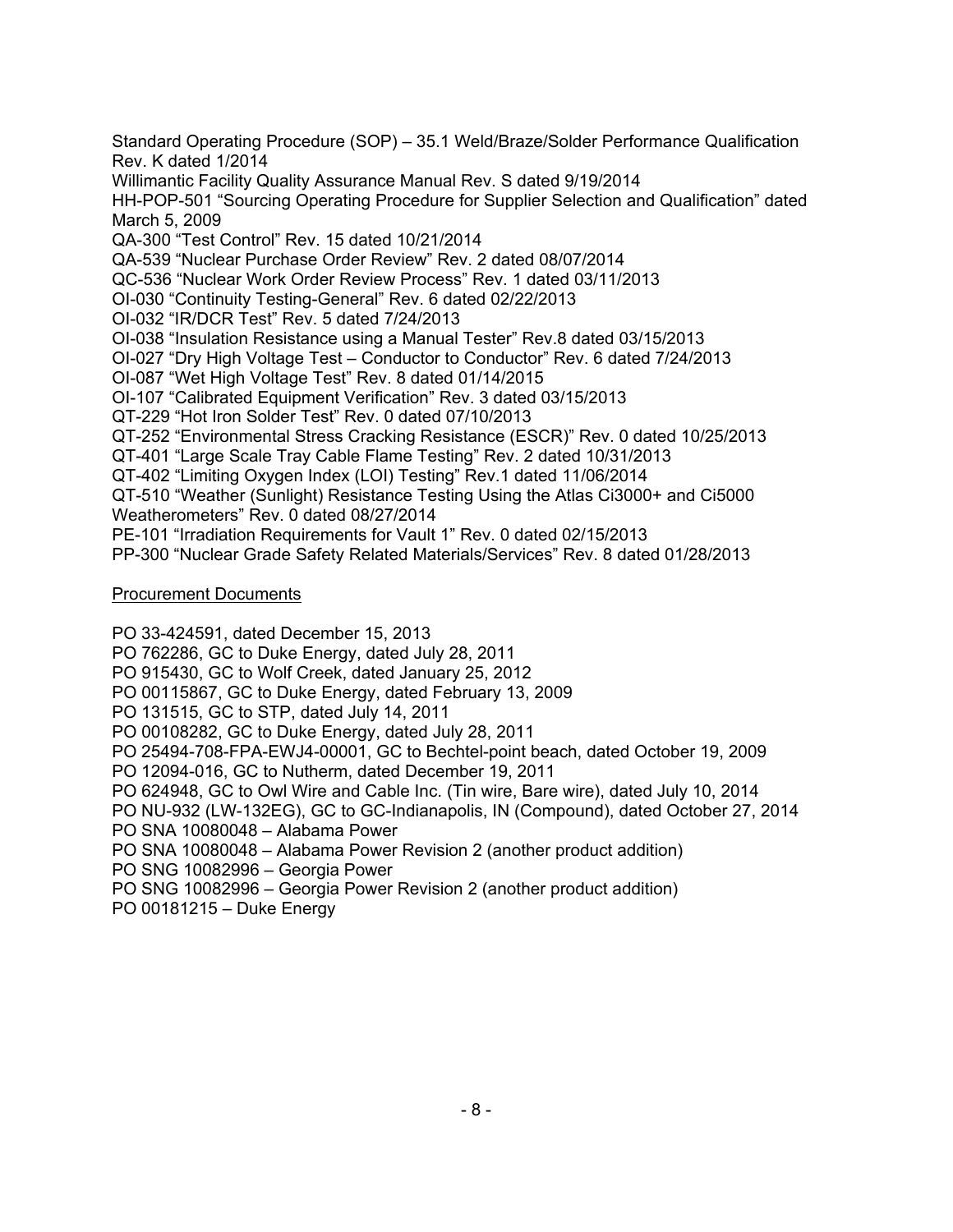Standard Operating Procedure (SOP) – 35.1 Weld/Braze/Solder Performance Qualification Rev. K dated 1/2014

Willimantic Facility Quality Assurance Manual Rev. S dated 9/19/2014

HH-POP-501 "Sourcing Operating Procedure for Supplier Selection and Qualification" dated March 5, 2009

QA-300 "Test Control" Rev. 15 dated 10/21/2014

QA-539 "Nuclear Purchase Order Review" Rev. 2 dated 08/07/2014

QC-536 "Nuclear Work Order Review Process" Rev. 1 dated 03/11/2013

OI-030 "Continuity Testing-General" Rev. 6 dated 02/22/2013

OI-032 "IR/DCR Test" Rev. 5 dated 7/24/2013

OI-038 "Insulation Resistance using a Manual Tester" Rev.8 dated 03/15/2013

OI-027 "Dry High Voltage Test – Conductor to Conductor" Rev. 6 dated 7/24/2013

OI-087 "Wet High Voltage Test" Rev. 8 dated 01/14/2015

OI-107 "Calibrated Equipment Verification" Rev. 3 dated 03/15/2013

QT-229 "Hot Iron Solder Test" Rev. 0 dated 07/10/2013

QT-252 "Environmental Stress Cracking Resistance (ESCR)" Rev. 0 dated 10/25/2013

QT-401 "Large Scale Tray Cable Flame Testing" Rev. 2 dated 10/31/2013

QT-402 "Limiting Oxygen Index (LOI) Testing" Rev.1 dated 11/06/2014

QT-510 "Weather (Sunlight) Resistance Testing Using the Atlas Ci3000+ and Ci5000 Weatherometers" Rev. 0 dated 08/27/2014

PE-101 "Irradiation Requirements for Vault 1" Rev. 0 dated 02/15/2013

PP-300 "Nuclear Grade Safety Related Materials/Services" Rev. 8 dated 01/28/2013

Procurement Documents

PO 33-424591, dated December 15, 2013

PO 762286, GC to Duke Energy, dated July 28, 2011

PO 915430, GC to Wolf Creek, dated January 25, 2012

PO 00115867, GC to Duke Energy, dated February 13, 2009

PO 131515, GC to STP, dated July 14, 2011

PO 00108282, GC to Duke Energy, dated July 28, 2011

PO 25494-708-FPA-EWJ4-00001, GC to Bechtel-point beach, dated October 19, 2009

PO 12094-016, GC to Nutherm, dated December 19, 2011

PO 624948, GC to Owl Wire and Cable Inc. (Tin wire, Bare wire), dated July 10, 2014

PO NU-932 (LW-132EG), GC to GC-Indianapolis, IN (Compound), dated October 27, 2014

PO SNA 10080048 – Alabama Power

PO SNA 10080048 – Alabama Power Revision 2 (another product addition)

PO SNG 10082996 – Georgia Power

PO SNG 10082996 – Georgia Power Revision 2 (another product addition)

PO 00181215 – Duke Energy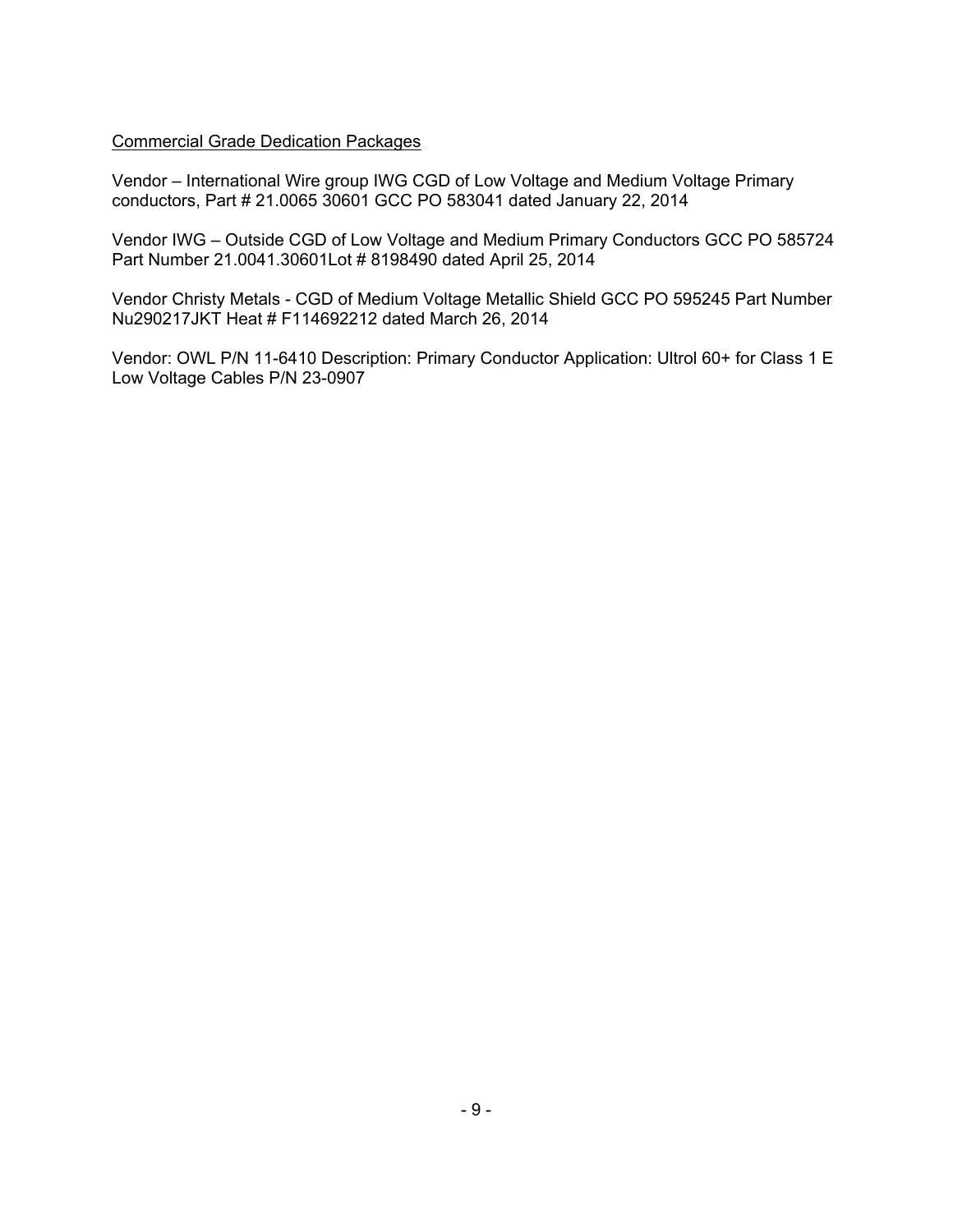Commercial Grade Dedication Packages

Vendor – International Wire group IWG CGD of Low Voltage and Medium Voltage Primary conductors, Part # 21.0065 30601 GCC PO 583041 dated January 22, 2014

Vendor IWG – Outside CGD of Low Voltage and Medium Primary Conductors GCC PO 585724 Part Number 21.0041.30601Lot # 8198490 dated April 25, 2014

Vendor Christy Metals - CGD of Medium Voltage Metallic Shield GCC PO 595245 Part Number Nu290217JKT Heat # F114692212 dated March 26, 2014

Vendor: OWL P/N 11-6410 Description: Primary Conductor Application: Ultrol 60+ for Class 1 E Low Voltage Cables P/N 23-0907